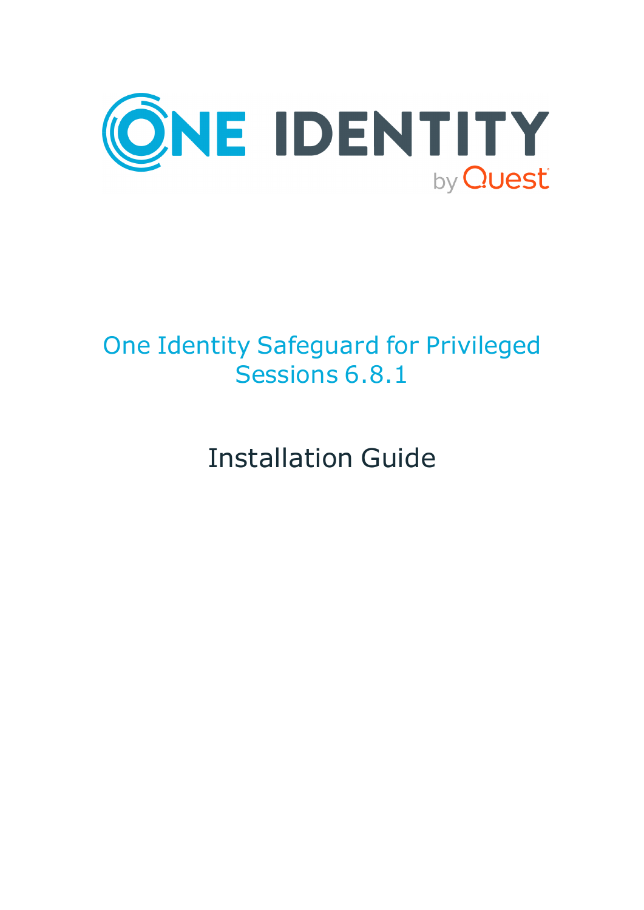ONE IDENTITY by Quest

# One Identity Safeguard for Privileged Sessions 6.8.1

## Installation Guide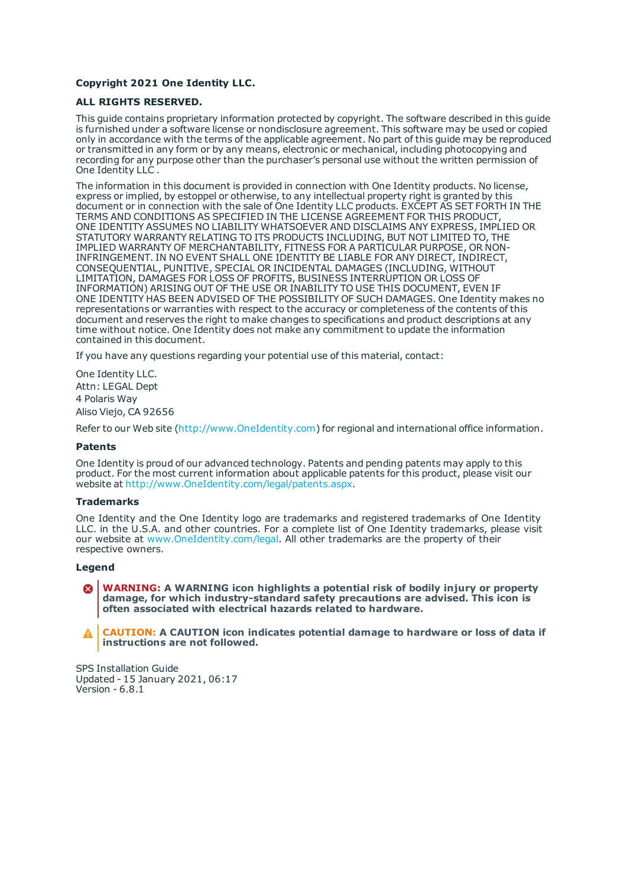**Copyright 2021 One Identity LLC.**

**ALL RIGHTS RESERVED.**

This guide contains proprietary information protected by copyright. The software described in this guide is furnished under a software license or nondisclosure agreement. This software may be used or copied only in accordance with the terms of the applicable agreement. No part of this guide may be reproduced or transmitted in any form or by any means, electronic or mechanical, including photocopying and recording for any purpose other than the purchaser's personal use without the written permission of One Identity LLC .

The information in this document is provided in connection with One Identity products. No license, express or implied, by estoppel or otherwise, to any intellectual property right is granted by this document or in connection with the sale of One Identity LLC products. EXCEPT AS SET FORTH IN THE TERMS AND CONDITIONS AS SPECIFIED IN THE LICENSE AGREEMENT FOR THIS PRODUCT, ONE IDENTITY ASSUMES NO LIABILITY WHATSOEVER AND DISCLAIMS ANY EXPRESS, IMPLIED OR STATUTORY WARRANTY RELATING TO ITS PRODUCTS INCLUDING, BUT NOT LIMITED TO, THE IMPLIED WARRANTY OF MERCHANTABILITY, FITNESS FOR A PARTICULAR PURPOSE, OR NON-INFRINGEMENT. IN NO EVENT SHALL ONE IDENTITY BE LIABLE FOR ANY DIRECT, INDIRECT, CONSEQUENTIAL, PUNITIVE, SPECIAL OR INCIDENTAL DAMAGES (INCLUDING, WITHOUT LIMITATION, DAMAGES FOR LOSS OF PROFITS, BUSINESS INTERRUPTION OR LOSS OF INFORMATION) ARISING OUT OF THE USE OR INABILITY TO USE THIS DOCUMENT, EVEN IF ONE IDENTITY HAS BEEN ADVISED OF THE POSSIBILITY OF SUCH DAMAGES. One Identity makes no representations or warranties with respect to the accuracy or completeness of the contents of this document and reserves the right to make changes to specifications and product descriptions at any time without notice. One Identity does not make any commitment to update the information contained in this document.

If you have any questions regarding your potential use of this material, contact:

One Identity LLC.
Attn: LEGAL Dept
4 Polaris Way
Aliso Viejo, CA 92656

Refer to our Web site (http://www.OneIdentity.com) for regional and international office information.

**Patents**

One Identity is proud of our advanced technology. Patents and pending patents may apply to this product. For the most current information about applicable patents for this product, please visit our website at http://www.OneIdentity.com/legal/patents.aspx.

**Trademarks**

One Identity and the One Identity logo are trademarks and registered trademarks of One Identity LLC. in the U.S.A. and other countries. For a complete list of One Identity trademarks, please visit our website at www.OneIdentity.com/legal. All other trademarks are the property of their respective owners.

**Legend**

**WARNING: A WARNING icon highlights a potential risk of bodily injury or property damage, for which industry-standard safety precautions are advised. This icon is often associated with electrical hazards related to hardware.**

**CAUTION: A CAUTION icon indicates potential damage to hardware or loss of data if instructions are not followed.**

SPS Installation Guide
Updated - 15 January 2021, 06:17
Version - 6.8.1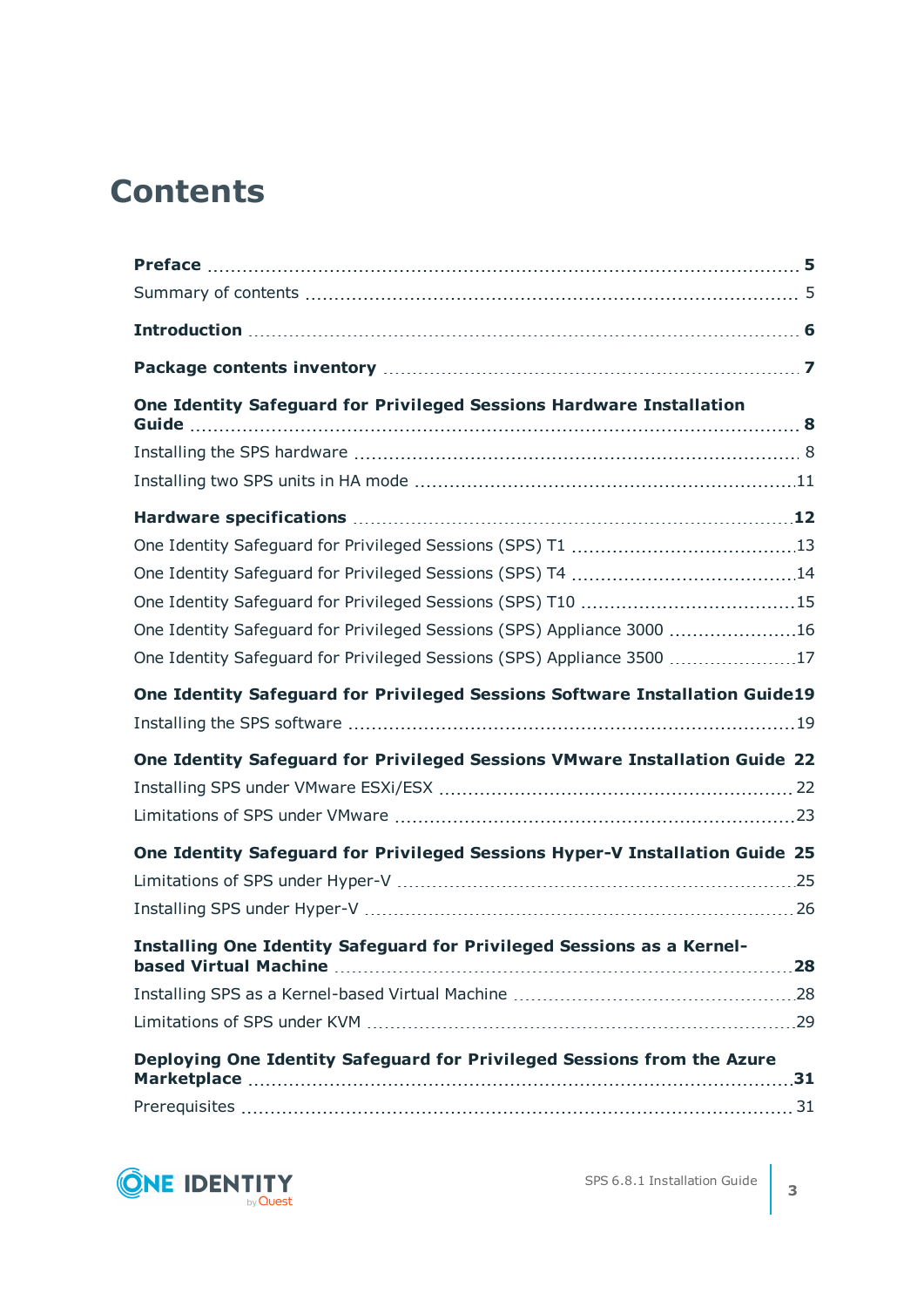# Contents

**Preface** 5

Summary of contents 5

**Introduction** 6

**Package contents inventory** 7

**One Identity Safeguard for Privileged Sessions Hardware Installation Guide** 8

Installing the SPS hardware 8

Installing two SPS units in HA mode 11

**Hardware specifications** 12

One Identity Safeguard for Privileged Sessions (SPS) T1 13

One Identity Safeguard for Privileged Sessions (SPS) T4 14

One Identity Safeguard for Privileged Sessions (SPS) T10 15

One Identity Safeguard for Privileged Sessions (SPS) Appliance 3000 16

One Identity Safeguard for Privileged Sessions (SPS) Appliance 3500 17

**One Identity Safeguard for Privileged Sessions Software Installation Guide** 19

Installing the SPS software 19

**One Identity Safeguard for Privileged Sessions VMware Installation Guide** 22

Installing SPS under VMware ESXi/ESX 22

Limitations of SPS under VMware 23

**One Identity Safeguard for Privileged Sessions Hyper-V Installation Guide** 25

Limitations of SPS under Hyper-V 25

Installing SPS under Hyper-V 26

**Installing One Identity Safeguard for Privileged Sessions as a Kernel-based Virtual Machine** 28

Installing SPS as a Kernel-based Virtual Machine 28

Limitations of SPS under KVM 29

**Deploying One Identity Safeguard for Privileged Sessions from the Azure Marketplace** 31

Prerequisites 31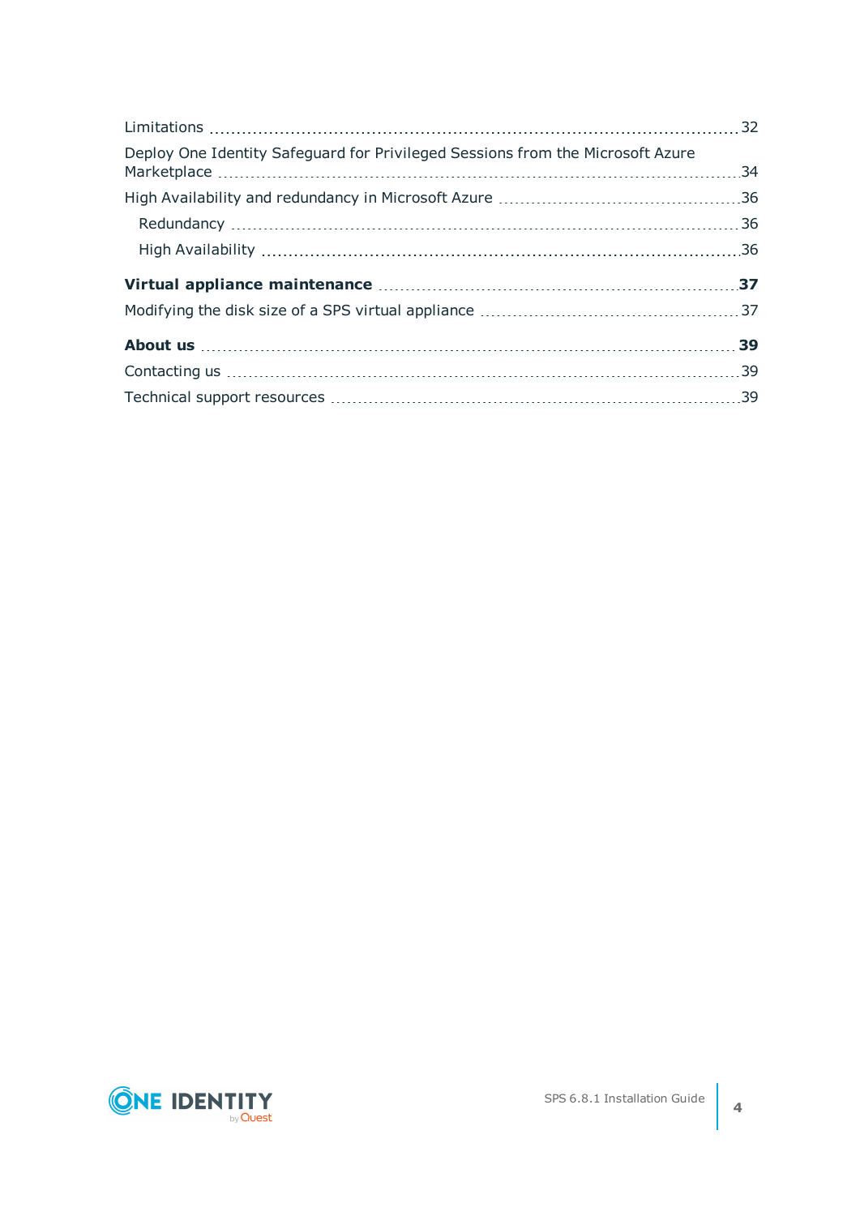Limitations ..... 32

Deploy One Identity Safeguard for Privileged Sessions from the Microsoft Azure Marketplace ..... 34

High Availability and redundancy in Microsoft Azure ..... 36

- Redundancy ..... 36
- High Availability ..... 36

**Virtual appliance maintenance ..... 37**

Modifying the disk size of a SPS virtual appliance ..... 37

**About us ..... 39**

Contacting us ..... 39

Technical support resources ..... 39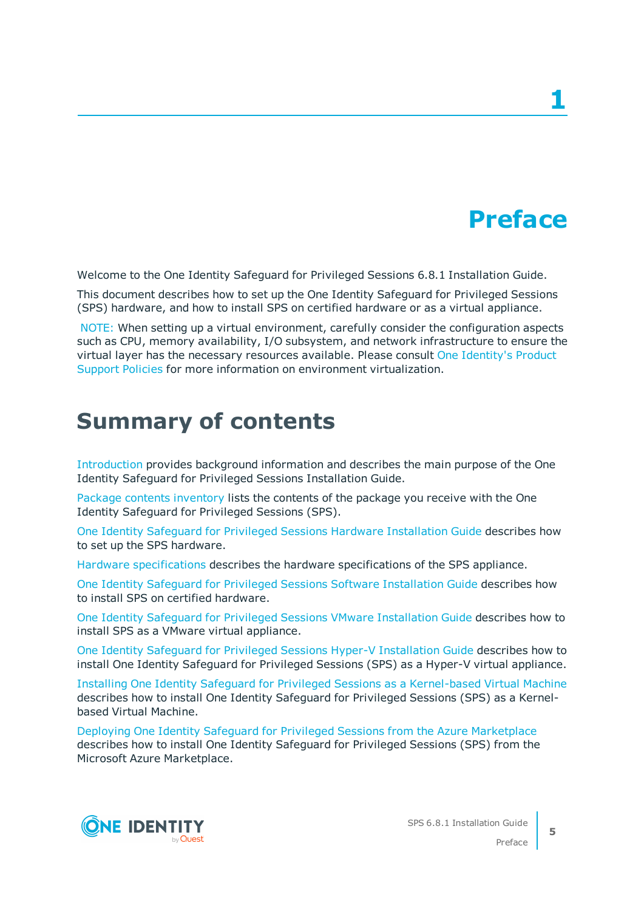# 1 Preface

Welcome to the One Identity Safeguard for Privileged Sessions 6.8.1 Installation Guide.

This document describes how to set up the One Identity Safeguard for Privileged Sessions (SPS) hardware, and how to install SPS on certified hardware or as a virtual appliance.

NOTE: When setting up a virtual environment, carefully consider the configuration aspects such as CPU, memory availability, I/O subsystem, and network infrastructure to ensure the virtual layer has the necessary resources available. Please consult One Identity's Product Support Policies for more information on environment virtualization.

## Summary of contents

Introduction provides background information and describes the main purpose of the One Identity Safeguard for Privileged Sessions Installation Guide.

Package contents inventory lists the contents of the package you receive with the One Identity Safeguard for Privileged Sessions (SPS).

One Identity Safeguard for Privileged Sessions Hardware Installation Guide describes how to set up the SPS hardware.

Hardware specifications describes the hardware specifications of the SPS appliance.

One Identity Safeguard for Privileged Sessions Software Installation Guide describes how to install SPS on certified hardware.

One Identity Safeguard for Privileged Sessions VMware Installation Guide describes how to install SPS as a VMware virtual appliance.

One Identity Safeguard for Privileged Sessions Hyper-V Installation Guide describes how to install One Identity Safeguard for Privileged Sessions (SPS) as a Hyper-V virtual appliance.

Installing One Identity Safeguard for Privileged Sessions as a Kernel-based Virtual Machine describes how to install One Identity Safeguard for Privileged Sessions (SPS) as a Kernel-based Virtual Machine.

Deploying One Identity Safeguard for Privileged Sessions from the Azure Marketplace describes how to install One Identity Safeguard for Privileged Sessions (SPS) from the Microsoft Azure Marketplace.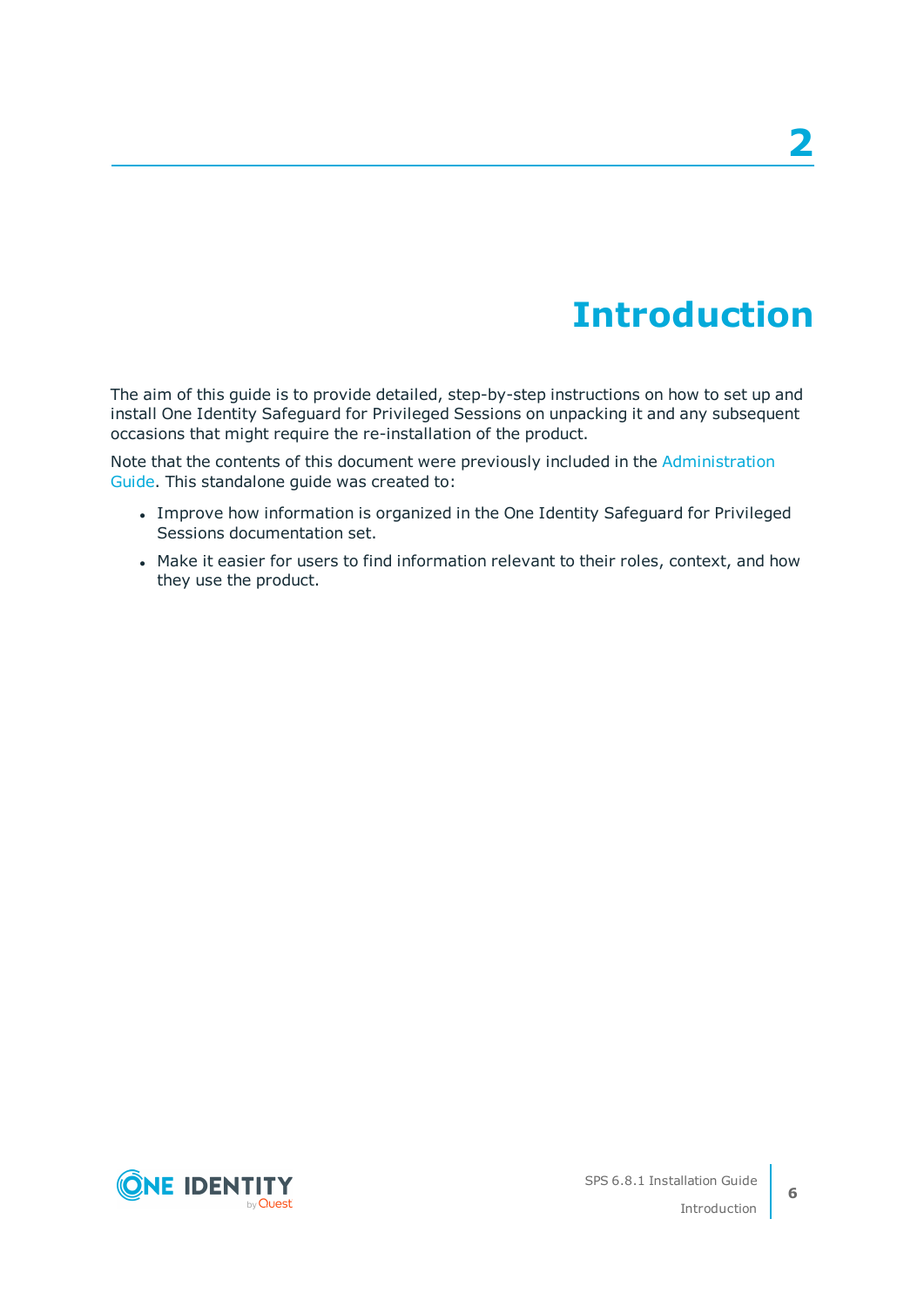# 2 Introduction

The aim of this guide is to provide detailed, step-by-step instructions on how to set up and install One Identity Safeguard for Privileged Sessions on unpacking it and any subsequent occasions that might require the re-installation of the product.

Note that the contents of this document were previously included in the Administration Guide. This standalone guide was created to:

- Improve how information is organized in the One Identity Safeguard for Privileged Sessions documentation set.
- Make it easier for users to find information relevant to their roles, context, and how they use the product.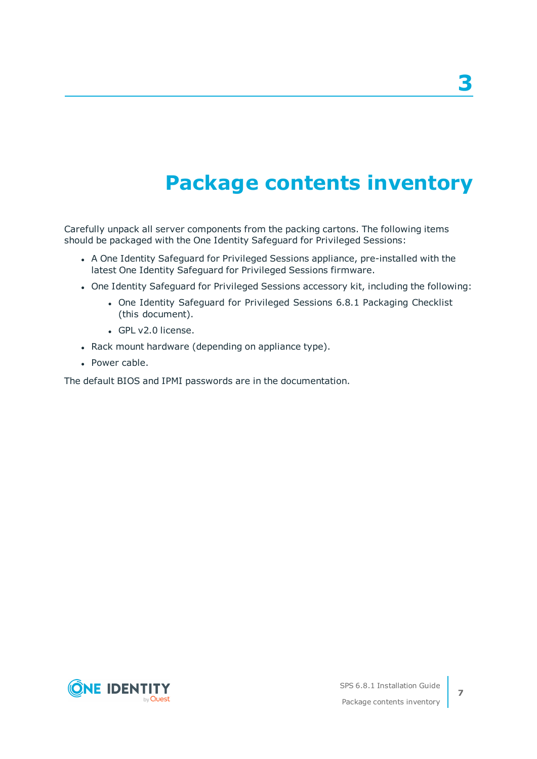# 3

# Package contents inventory

Carefully unpack all server components from the packing cartons. The following items should be packaged with the One Identity Safeguard for Privileged Sessions:

- A One Identity Safeguard for Privileged Sessions appliance, pre-installed with the latest One Identity Safeguard for Privileged Sessions firmware.
- One Identity Safeguard for Privileged Sessions accessory kit, including the following:
  - One Identity Safeguard for Privileged Sessions 6.8.1 Packaging Checklist (this document).
  - GPL v2.0 license.
- Rack mount hardware (depending on appliance type).
- Power cable.

The default BIOS and IPMI passwords are in the documentation.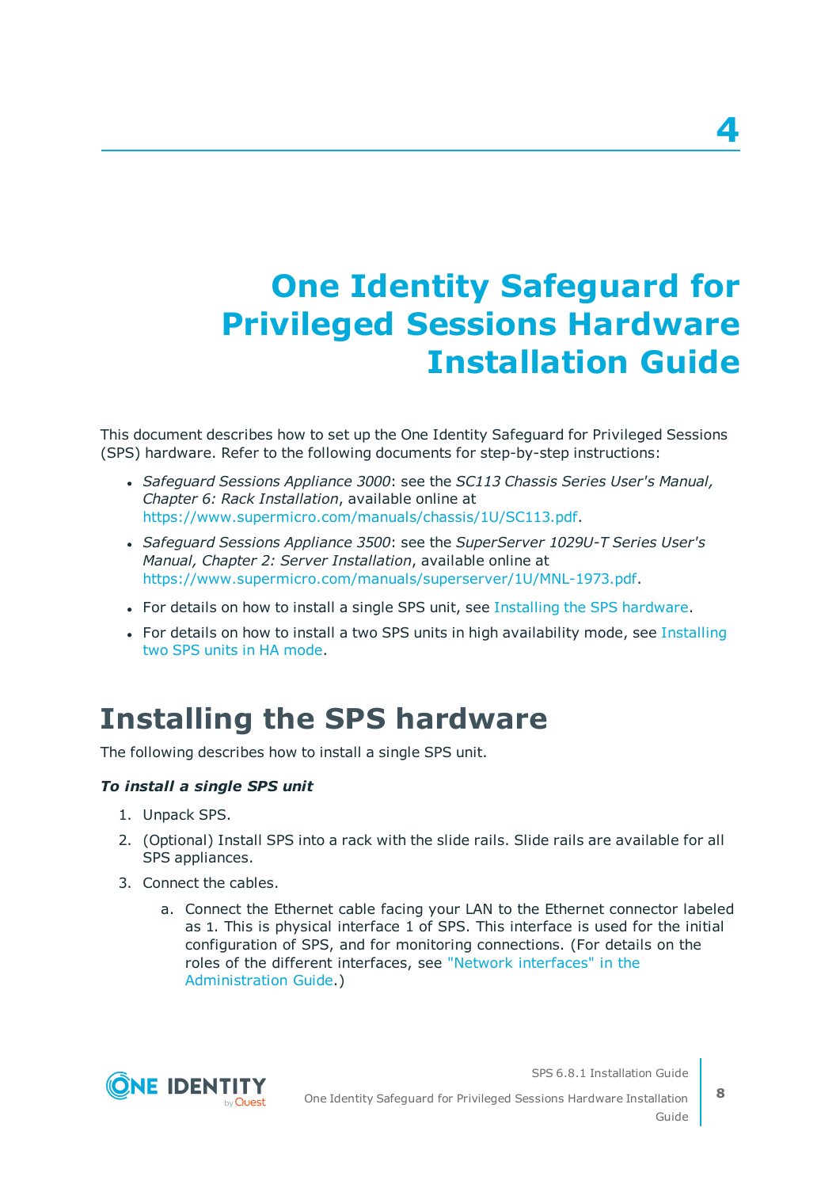# 4

# One Identity Safeguard for Privileged Sessions Hardware Installation Guide

This document describes how to set up the One Identity Safeguard for Privileged Sessions (SPS) hardware. Refer to the following documents for step-by-step instructions:

- *Safeguard Sessions Appliance 3000*: see the *SC113 Chassis Series User's Manual, Chapter 6: Rack Installation*, available online at https://www.supermicro.com/manuals/chassis/1U/SC113.pdf.
- *Safeguard Sessions Appliance 3500*: see the *SuperServer 1029U-T Series User's Manual, Chapter 2: Server Installation*, available online at https://www.supermicro.com/manuals/superserver/1U/MNL-1973.pdf.
- For details on how to install a single SPS unit, see Installing the SPS hardware.
- For details on how to install a two SPS units in high availability mode, see Installing two SPS units in HA mode.

## Installing the SPS hardware

The following describes how to install a single SPS unit.

***To install a single SPS unit***

1. Unpack SPS.
2. (Optional) Install SPS into a rack with the slide rails. Slide rails are available for all SPS appliances.
3. Connect the cables.
   a. Connect the Ethernet cable facing your LAN to the Ethernet connector labeled as 1. This is physical interface 1 of SPS. This interface is used for the initial configuration of SPS, and for monitoring connections. (For details on the roles of the different interfaces, see "Network interfaces" in the Administration Guide.)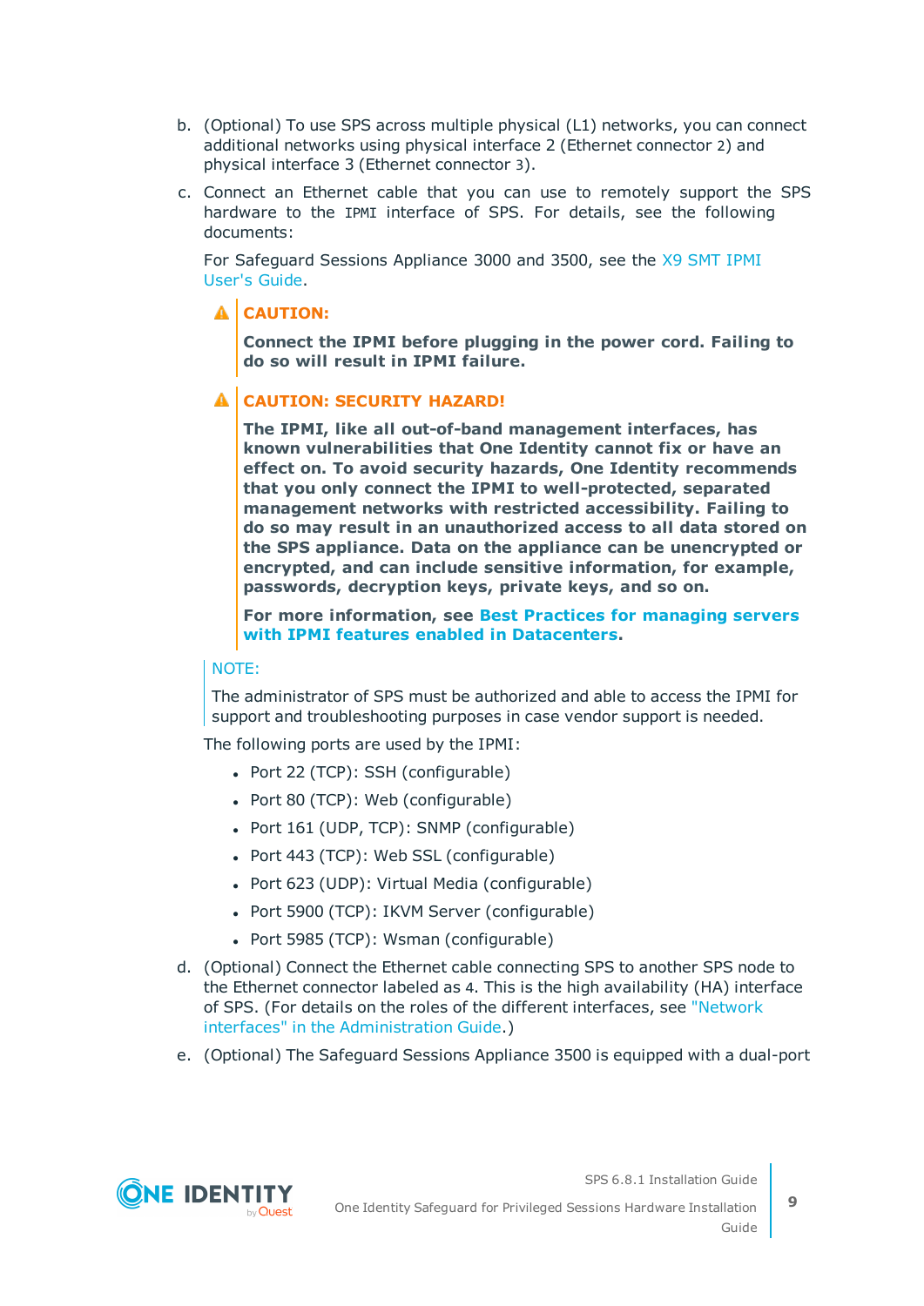b. (Optional) To use SPS across multiple physical (L1) networks, you can connect additional networks using physical interface 2 (Ethernet connector 2) and physical interface 3 (Ethernet connector 3).

c. Connect an Ethernet cable that you can use to remotely support the SPS hardware to the IPMI interface of SPS. For details, see the following documents:

   For Safeguard Sessions Appliance 3000 and 3500, see the X9 SMT IPMI User's Guide.

   > **CAUTION:**
   >
   > **Connect the IPMI before plugging in the power cord. Failing to do so will result in IPMI failure.**

   > **CAUTION: SECURITY HAZARD!**
   >
   > **The IPMI, like all out-of-band management interfaces, has known vulnerabilities that One Identity cannot fix or have an effect on. To avoid security hazards, One Identity recommends that you only connect the IPMI to well-protected, separated management networks with restricted accessibility. Failing to do so may result in an unauthorized access to all data stored on the SPS appliance. Data on the appliance can be unencrypted or encrypted, and can include sensitive information, for example, passwords, decryption keys, private keys, and so on.**
   >
   > **For more information, see Best Practices for managing servers with IPMI features enabled in Datacenters.**

   > NOTE:
   >
   > The administrator of SPS must be authorized and able to access the IPMI for support and troubleshooting purposes in case vendor support is needed.

   The following ports are used by the IPMI:

   - Port 22 (TCP): SSH (configurable)
   - Port 80 (TCP): Web (configurable)
   - Port 161 (UDP, TCP): SNMP (configurable)
   - Port 443 (TCP): Web SSL (configurable)
   - Port 623 (UDP): Virtual Media (configurable)
   - Port 5900 (TCP): IKVM Server (configurable)
   - Port 5985 (TCP): Wsman (configurable)

d. (Optional) Connect the Ethernet cable connecting SPS to another SPS node to the Ethernet connector labeled as 4. This is the high availability (HA) interface of SPS. (For details on the roles of the different interfaces, see "Network interfaces" in the Administration Guide.)

e. (Optional) The Safeguard Sessions Appliance 3500 is equipped with a dual-port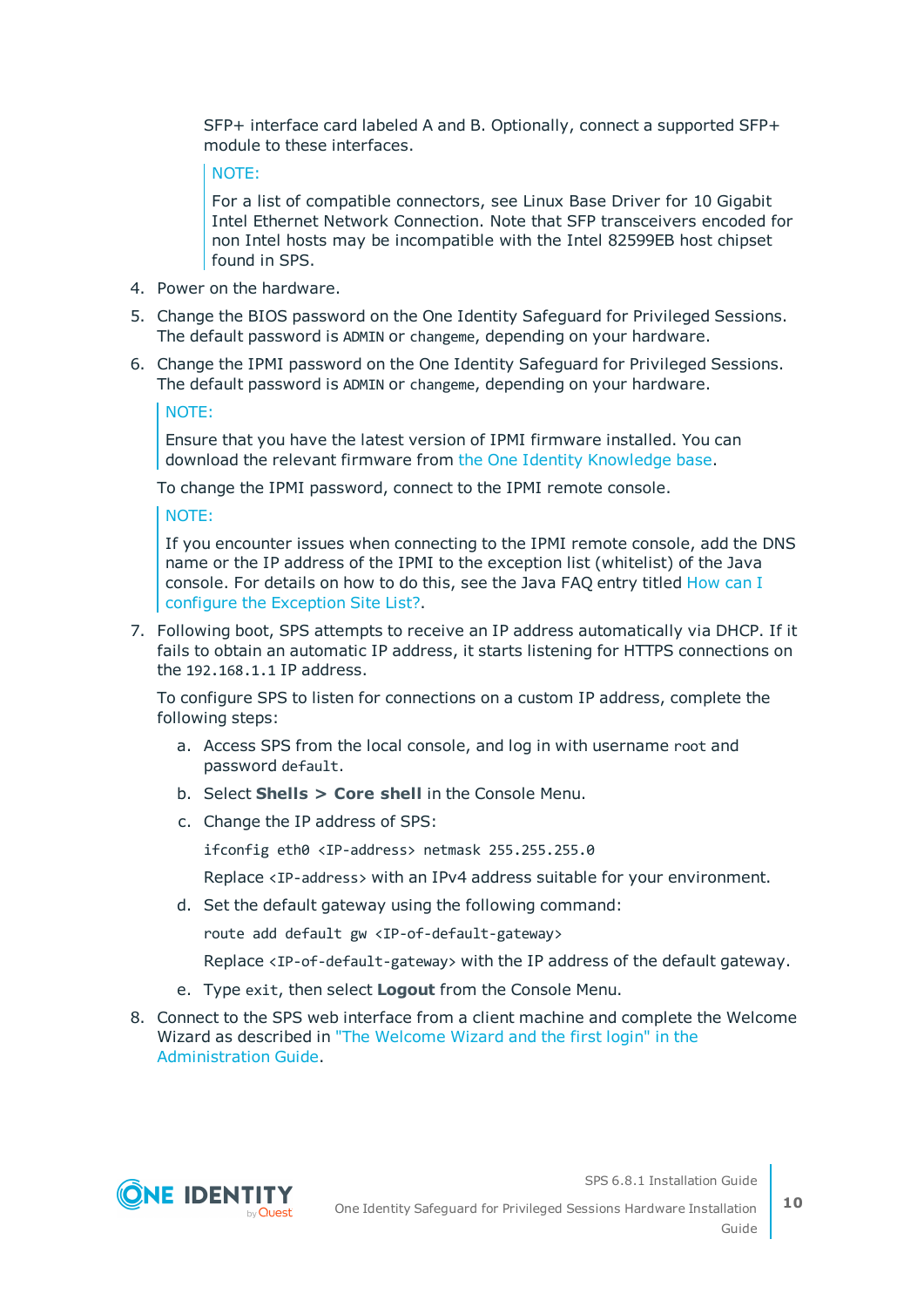SFP+ interface card labeled A and B. Optionally, connect a supported SFP+ module to these interfaces.

> NOTE:
>
> For a list of compatible connectors, see Linux Base Driver for 10 Gigabit Intel Ethernet Network Connection. Note that SFP transceivers encoded for non Intel hosts may be incompatible with the Intel 82599EB host chipset found in SPS.

4. Power on the hardware.
5. Change the BIOS password on the One Identity Safeguard for Privileged Sessions. The default password is `ADMIN` or `changeme`, depending on your hardware.
6. Change the IPMI password on the One Identity Safeguard for Privileged Sessions. The default password is `ADMIN` or `changeme`, depending on your hardware.

   > NOTE:
   >
   > Ensure that you have the latest version of IPMI firmware installed. You can download the relevant firmware from the One Identity Knowledge base.

   To change the IPMI password, connect to the IPMI remote console.

   > NOTE:
   >
   > If you encounter issues when connecting to the IPMI remote console, add the DNS name or the IP address of the IPMI to the exception list (whitelist) of the Java console. For details on how to do this, see the Java FAQ entry titled How can I configure the Exception Site List?.

7. Following boot, SPS attempts to receive an IP address automatically via DHCP. If it fails to obtain an automatic IP address, it starts listening for HTTPS connections on the `192.168.1.1` IP address.

   To configure SPS to listen for connections on a custom IP address, complete the following steps:

   a. Access SPS from the local console, and log in with username `root` and password `default`.

   b. Select **Shells > Core shell** in the Console Menu.

   c. Change the IP address of SPS:

   ```
   ifconfig eth0 <IP-address> netmask 255.255.255.0
   ```

   Replace `<IP-address>` with an IPv4 address suitable for your environment.

   d. Set the default gateway using the following command:

   ```
   route add default gw <IP-of-default-gateway>
   ```

   Replace `<IP-of-default-gateway>` with the IP address of the default gateway.

   e. Type `exit`, then select **Logout** from the Console Menu.

8. Connect to the SPS web interface from a client machine and complete the Welcome Wizard as described in "The Welcome Wizard and the first login" in the Administration Guide.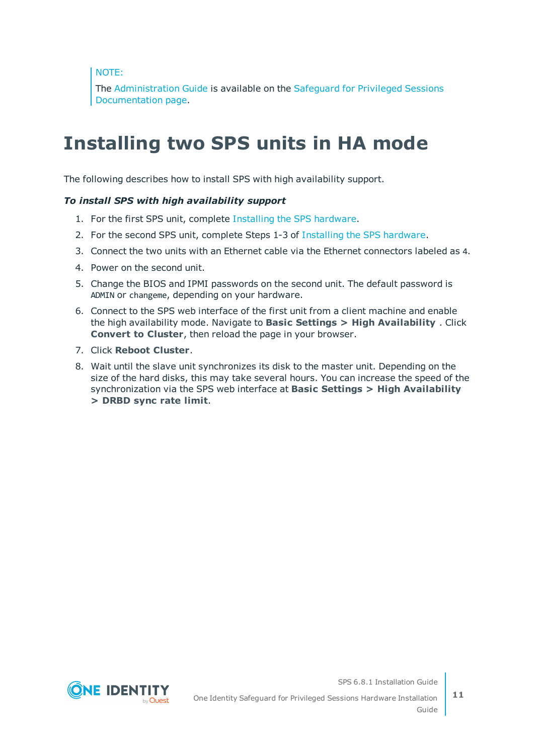NOTE:

The Administration Guide is available on the Safeguard for Privileged Sessions Documentation page.

# Installing two SPS units in HA mode

The following describes how to install SPS with high availability support.

***To install SPS with high availability support***

1. For the first SPS unit, complete Installing the SPS hardware.
2. For the second SPS unit, complete Steps 1-3 of Installing the SPS hardware.
3. Connect the two units with an Ethernet cable via the Ethernet connectors labeled as `4`.
4. Power on the second unit.
5. Change the BIOS and IPMI passwords on the second unit. The default password is `ADMIN` or `changeme`, depending on your hardware.
6. Connect to the SPS web interface of the first unit from a client machine and enable the high availability mode. Navigate to **Basic Settings > High Availability** . Click **Convert to Cluster**, then reload the page in your browser.
7. Click **Reboot Cluster**.
8. Wait until the slave unit synchronizes its disk to the master unit. Depending on the size of the hard disks, this may take several hours. You can increase the speed of the synchronization via the SPS web interface at **Basic Settings > High Availability > DRBD sync rate limit**.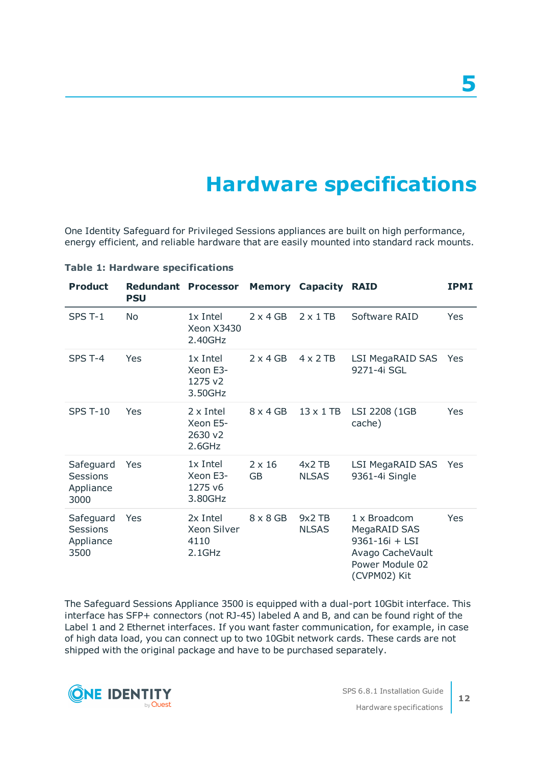# 5

# Hardware specifications

One Identity Safeguard for Privileged Sessions appliances are built on high performance, energy efficient, and reliable hardware that are easily mounted into standard rack mounts.

**Table 1: Hardware specifications**

| Product | Redundant PSU | Processor | Memory | Capacity | RAID | IPMI |
|---|---|---|---|---|---|---|
| SPS T-1 | No | 1x Intel Xeon X3430 2.40GHz | 2 x 4 GB | 2 x 1 TB | Software RAID | Yes |
| SPS T-4 | Yes | 1x Intel Xeon E3-1275 v2 3.50GHz | 2 x 4 GB | 4 x 2 TB | LSI MegaRAID SAS 9271-4i SGL | Yes |
| SPS T-10 | Yes | 2 x Intel Xeon E5-2630 v2 2.6GHz | 8 x 4 GB | 13 x 1 TB | LSI 2208 (1GB cache) | Yes |
| Safeguard Sessions Appliance 3000 | Yes | 1x Intel Xeon E3-1275 v6 3.80GHz | 2 x 16 GB | 4x2 TB NLSAS | LSI MegaRAID SAS 9361-4i Single | Yes |
| Safeguard Sessions Appliance 3500 | Yes | 2x Intel Xeon Silver 4110 2.1GHz | 8 x 8 GB | 9x2 TB NLSAS | 1 x Broadcom MegaRAID SAS 9361-16i + LSI Avago CacheVault Power Module 02 (CVPM02) Kit | Yes |

The Safeguard Sessions Appliance 3500 is equipped with a dual-port 10Gbit interface. This interface has SFP+ connectors (not RJ-45) labeled A and B, and can be found right of the Label 1 and 2 Ethernet interfaces. If you want faster communication, for example, in case of high data load, you can connect up to two 10Gbit network cards. These cards are not shipped with the original package and have to be purchased separately.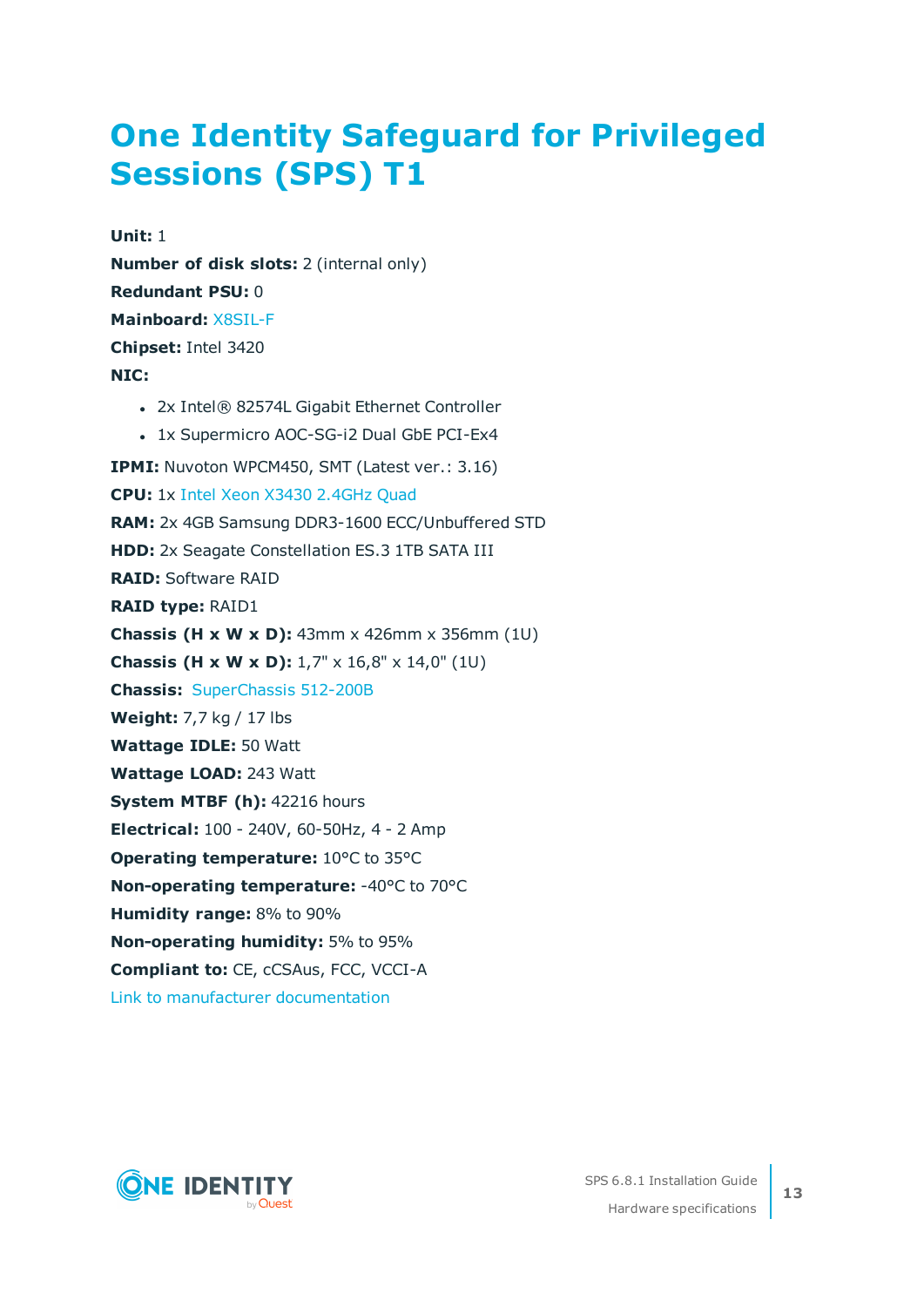# One Identity Safeguard for Privileged Sessions (SPS) T1

**Unit:** 1

**Number of disk slots:** 2 (internal only)

**Redundant PSU:** 0

**Mainboard:** X8SIL-F

**Chipset:** Intel 3420

**NIC:**

- 2x Intel® 82574L Gigabit Ethernet Controller
- 1x Supermicro AOC-SG-i2 Dual GbE PCI-Ex4

**IPMI:** Nuvoton WPCM450, SMT (Latest ver.: 3.16)

**CPU:** 1x Intel Xeon X3430 2.4GHz Quad

**RAM:** 2x 4GB Samsung DDR3-1600 ECC/Unbuffered STD

**HDD:** 2x Seagate Constellation ES.3 1TB SATA III

**RAID:** Software RAID

**RAID type:** RAID1

**Chassis (H x W x D):** 43mm x 426mm x 356mm (1U)

**Chassis (H x W x D):** 1,7" x 16,8" x 14,0" (1U)

**Chassis:** SuperChassis 512-200B

**Weight:** 7,7 kg / 17 lbs

**Wattage IDLE:** 50 Watt

**Wattage LOAD:** 243 Watt

**System MTBF (h):** 42216 hours

**Electrical:** 100 - 240V, 60-50Hz, 4 - 2 Amp

**Operating temperature:** 10°C to 35°C

**Non-operating temperature:** -40°C to 70°C

**Humidity range:** 8% to 90%

**Non-operating humidity:** 5% to 95%

**Compliant to:** CE, cCSAus, FCC, VCCI-A

Link to manufacturer documentation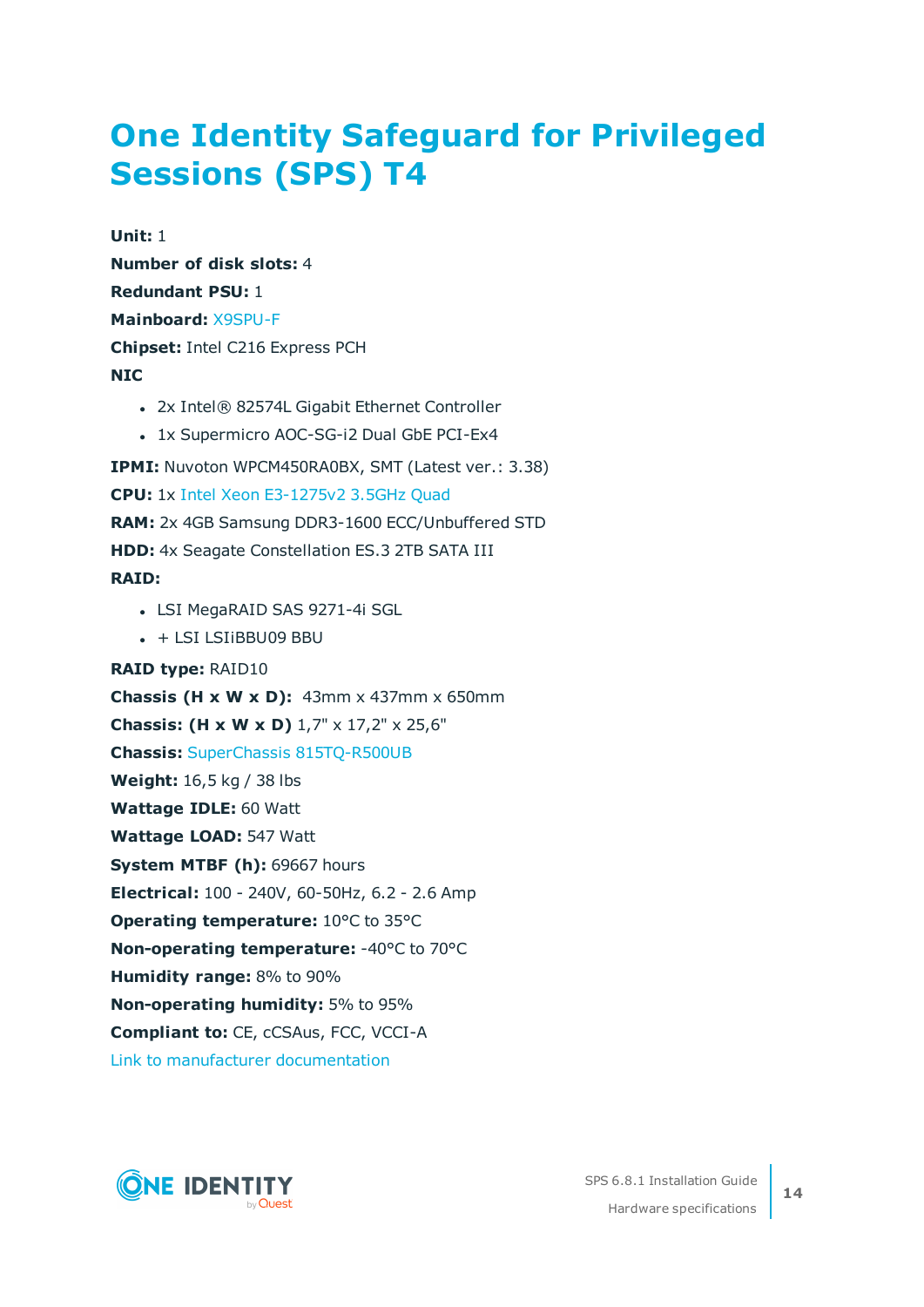# One Identity Safeguard for Privileged Sessions (SPS) T4

**Unit:** 1

**Number of disk slots:** 4

**Redundant PSU:** 1

**Mainboard:** X9SPU-F

**Chipset:** Intel C216 Express PCH

**NIC**

- 2x Intel® 82574L Gigabit Ethernet Controller
- 1x Supermicro AOC-SG-i2 Dual GbE PCI-Ex4

**IPMI:** Nuvoton WPCM450RA0BX, SMT (Latest ver.: 3.38)

**CPU:** 1x Intel Xeon E3-1275v2 3.5GHz Quad

**RAM:** 2x 4GB Samsung DDR3-1600 ECC/Unbuffered STD

**HDD:** 4x Seagate Constellation ES.3 2TB SATA III

**RAID:**

- LSI MegaRAID SAS 9271-4i SGL
- + LSI LSIiBBU09 BBU

**RAID type:** RAID10

**Chassis (H x W x D):** 43mm x 437mm x 650mm

**Chassis: (H x W x D)** 1,7" x 17,2" x 25,6"

**Chassis:** SuperChassis 815TQ-R500UB

**Weight:** 16,5 kg / 38 lbs

**Wattage IDLE:** 60 Watt

**Wattage LOAD:** 547 Watt

**System MTBF (h):** 69667 hours

**Electrical:** 100 - 240V, 60-50Hz, 6.2 - 2.6 Amp

**Operating temperature:** 10°C to 35°C

**Non-operating temperature:** -40°C to 70°C

**Humidity range:** 8% to 90%

**Non-operating humidity:** 5% to 95%

**Compliant to:** CE, cCSAus, FCC, VCCI-A

Link to manufacturer documentation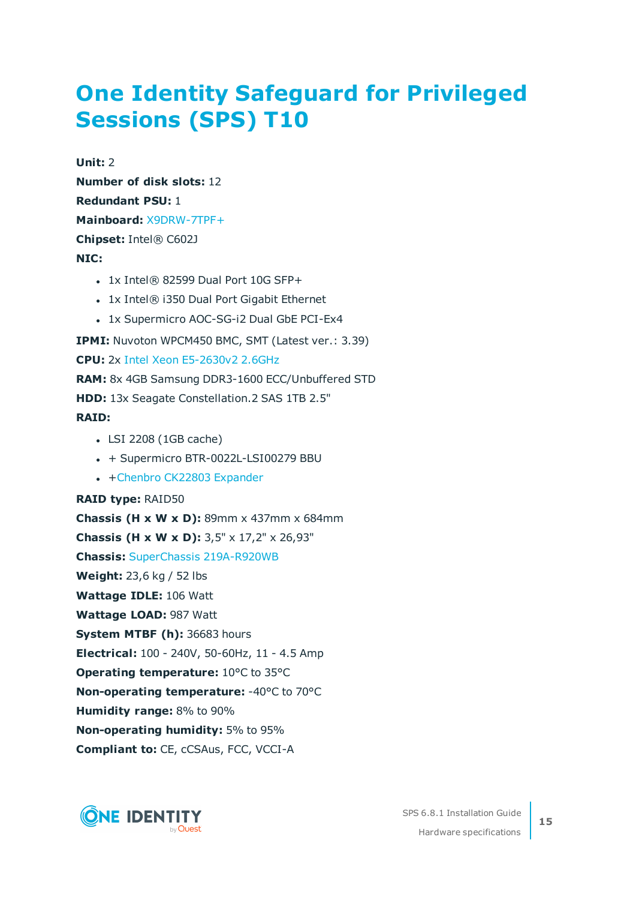# One Identity Safeguard for Privileged Sessions (SPS) T10

**Unit:** 2

**Number of disk slots:** 12

**Redundant PSU:** 1

**Mainboard:** X9DRW-7TPF+

**Chipset:** Intel® C602J

**NIC:**

- 1x Intel® 82599 Dual Port 10G SFP+
- 1x Intel® i350 Dual Port Gigabit Ethernet
- 1x Supermicro AOC-SG-i2 Dual GbE PCI-Ex4

**IPMI:** Nuvoton WPCM450 BMC, SMT (Latest ver.: 3.39)

**CPU:** 2x Intel Xeon E5-2630v2 2.6GHz

**RAM:** 8x 4GB Samsung DDR3-1600 ECC/Unbuffered STD

**HDD:** 13x Seagate Constellation.2 SAS 1TB 2.5"

**RAID:**

- LSI 2208 (1GB cache)
- + Supermicro BTR-0022L-LSI00279 BBU
- +Chenbro CK22803 Expander

**RAID type:** RAID50

**Chassis (H x W x D):** 89mm x 437mm x 684mm

**Chassis (H x W x D):** 3,5" x 17,2" x 26,93"

**Chassis:** SuperChassis 219A-R920WB

**Weight:** 23,6 kg / 52 lbs

**Wattage IDLE:** 106 Watt

**Wattage LOAD:** 987 Watt

**System MTBF (h):** 36683 hours

**Electrical:** 100 - 240V, 50-60Hz, 11 - 4.5 Amp

**Operating temperature:** 10°C to 35°C

**Non-operating temperature:** -40°C to 70°C

**Humidity range:** 8% to 90%

**Non-operating humidity:** 5% to 95%

**Compliant to:** CE, cCSAus, FCC, VCCI-A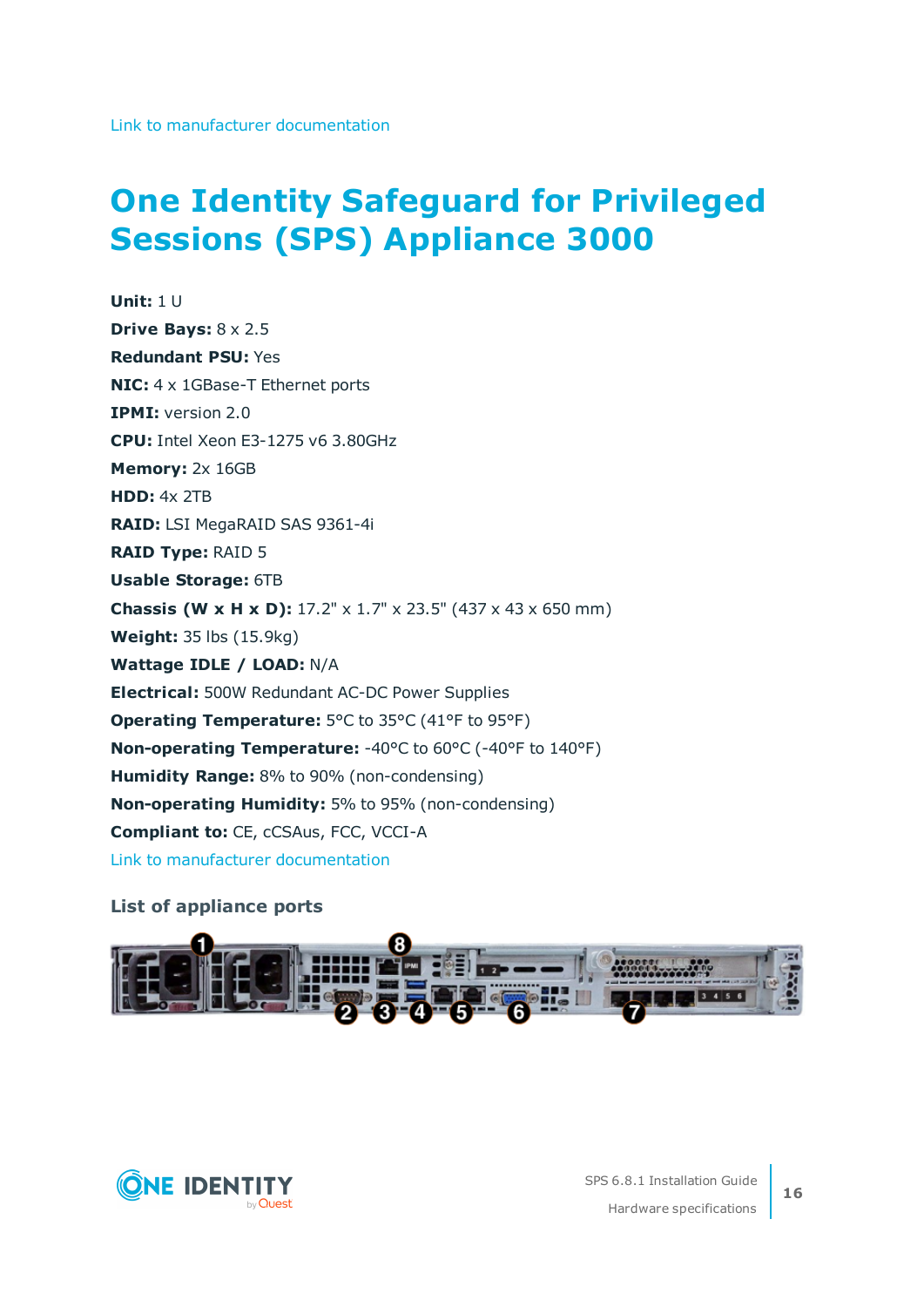Link to manufacturer documentation

# One Identity Safeguard for Privileged Sessions (SPS) Appliance 3000

**Unit:** 1 U

**Drive Bays:** 8 x 2.5

**Redundant PSU:** Yes

**NIC:** 4 x 1GBase-T Ethernet ports

**IPMI:** version 2.0

**CPU:** Intel Xeon E3-1275 v6 3.80GHz

**Memory:** 2x 16GB

**HDD:** 4x 2TB

**RAID:** LSI MegaRAID SAS 9361-4i

**RAID Type:** RAID 5

**Usable Storage:** 6TB

**Chassis (W x H x D):** 17.2" x 1.7" x 23.5" (437 x 43 x 650 mm)

**Weight:** 35 lbs (15.9kg)

**Wattage IDLE / LOAD:** N/A

**Electrical:** 500W Redundant AC-DC Power Supplies

**Operating Temperature:** 5°C to 35°C (41°F to 95°F)

**Non-operating Temperature:** -40°C to 60°C (-40°F to 140°F)

**Humidity Range:** 8% to 90% (non-condensing)

**Non-operating Humidity:** 5% to 95% (non-condensing)

**Compliant to:** CE, cCSAus, FCC, VCCI-A

Link to manufacturer documentation

### List of appliance ports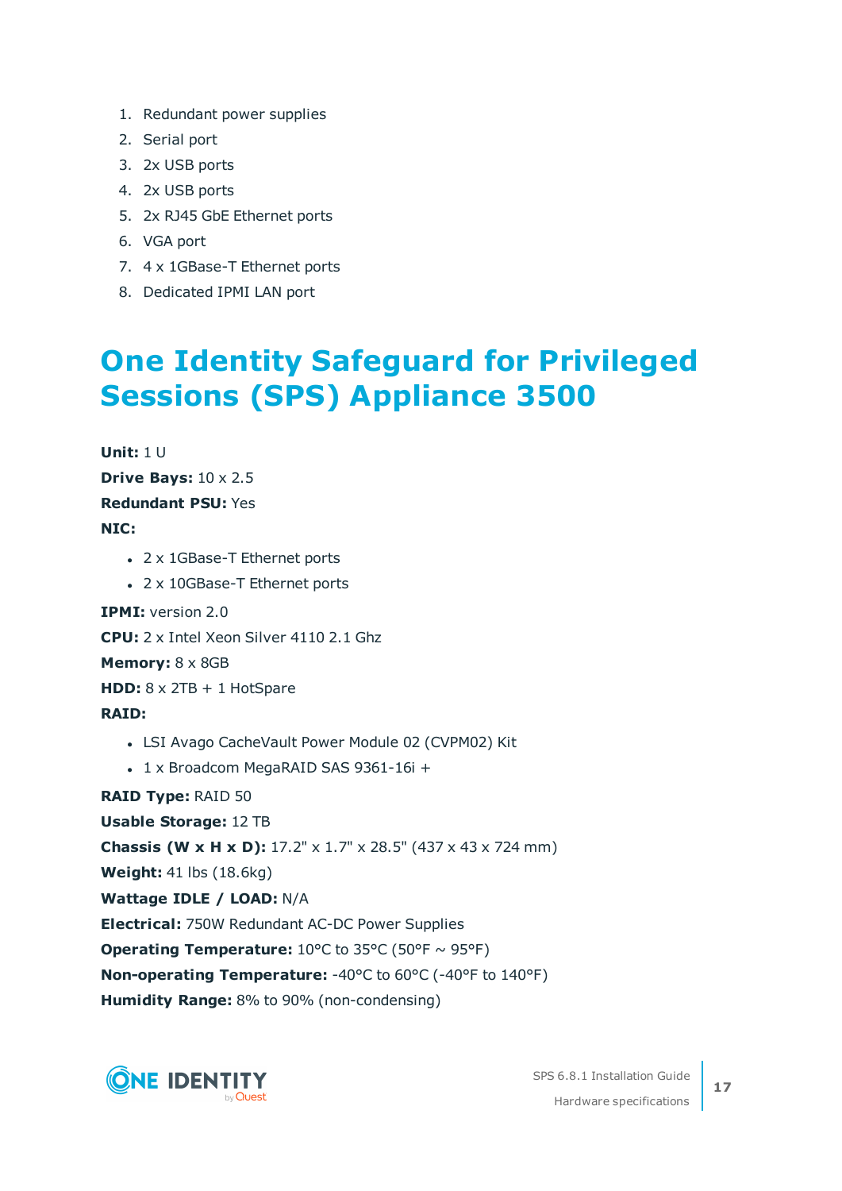1. Redundant power supplies
2. Serial port
3. 2x USB ports
4. 2x USB ports
5. 2x RJ45 GbE Ethernet ports
6. VGA port
7. 4 x 1GBase-T Ethernet ports
8. Dedicated IPMI LAN port

# One Identity Safeguard for Privileged Sessions (SPS) Appliance 3500

**Unit:** 1 U

**Drive Bays:** 10 x 2.5

**Redundant PSU:** Yes

**NIC:**

- 2 x 1GBase-T Ethernet ports
- 2 x 10GBase-T Ethernet ports

**IPMI:** version 2.0

**CPU:** 2 x Intel Xeon Silver 4110 2.1 Ghz

**Memory:** 8 x 8GB

**HDD:** 8 x 2TB + 1 HotSpare

**RAID:**

- LSI Avago CacheVault Power Module 02 (CVPM02) Kit
- 1 x Broadcom MegaRAID SAS 9361-16i +

**RAID Type:** RAID 50

**Usable Storage:** 12 TB

**Chassis (W x H x D):** 17.2" x 1.7" x 28.5" (437 x 43 x 724 mm)

**Weight:** 41 lbs (18.6kg)

**Wattage IDLE / LOAD:** N/A

**Electrical:** 750W Redundant AC-DC Power Supplies

**Operating Temperature:** 10°C to 35°C (50°F ~ 95°F)

**Non-operating Temperature:** -40°C to 60°C (-40°F to 140°F)

**Humidity Range:** 8% to 90% (non-condensing)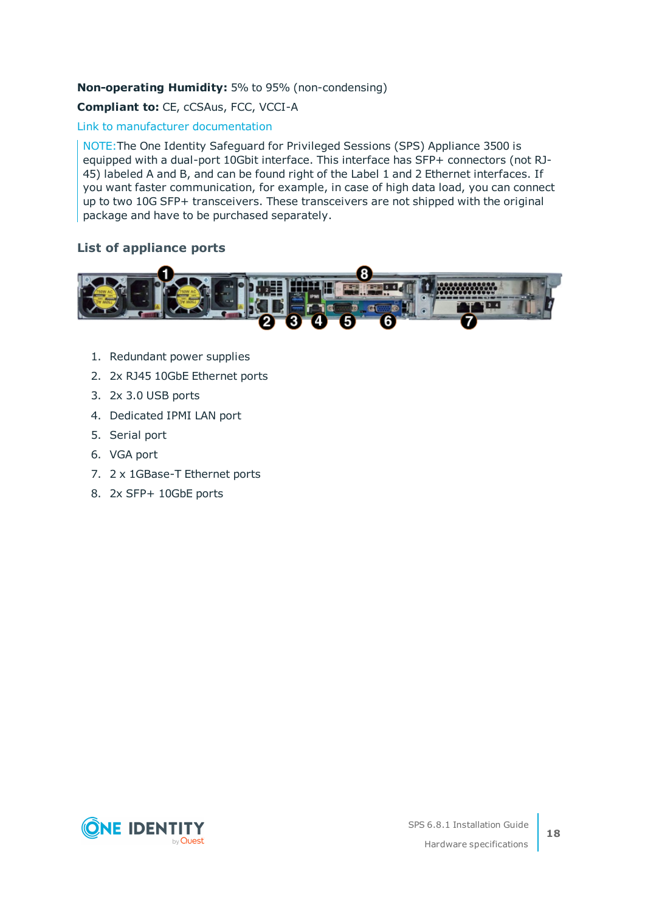**Non-operating Humidity:** 5% to 95% (non-condensing)

**Compliant to:** CE, cCSAus, FCC, VCCI-A

Link to manufacturer documentation

NOTE: The One Identity Safeguard for Privileged Sessions (SPS) Appliance 3500 is equipped with a dual-port 10Gbit interface. This interface has SFP+ connectors (not RJ-45) labeled A and B, and can be found right of the Label 1 and 2 Ethernet interfaces. If you want faster communication, for example, in case of high data load, you can connect up to two 10G SFP+ transceivers. These transceivers are not shipped with the original package and have to be purchased separately.

### List of appliance ports

1. Redundant power supplies
2. 2x RJ45 10GbE Ethernet ports
3. 2x 3.0 USB ports
4. Dedicated IPMI LAN port
5. Serial port
6. VGA port
7. 2 x 1GBase-T Ethernet ports
8. 2x SFP+ 10GbE ports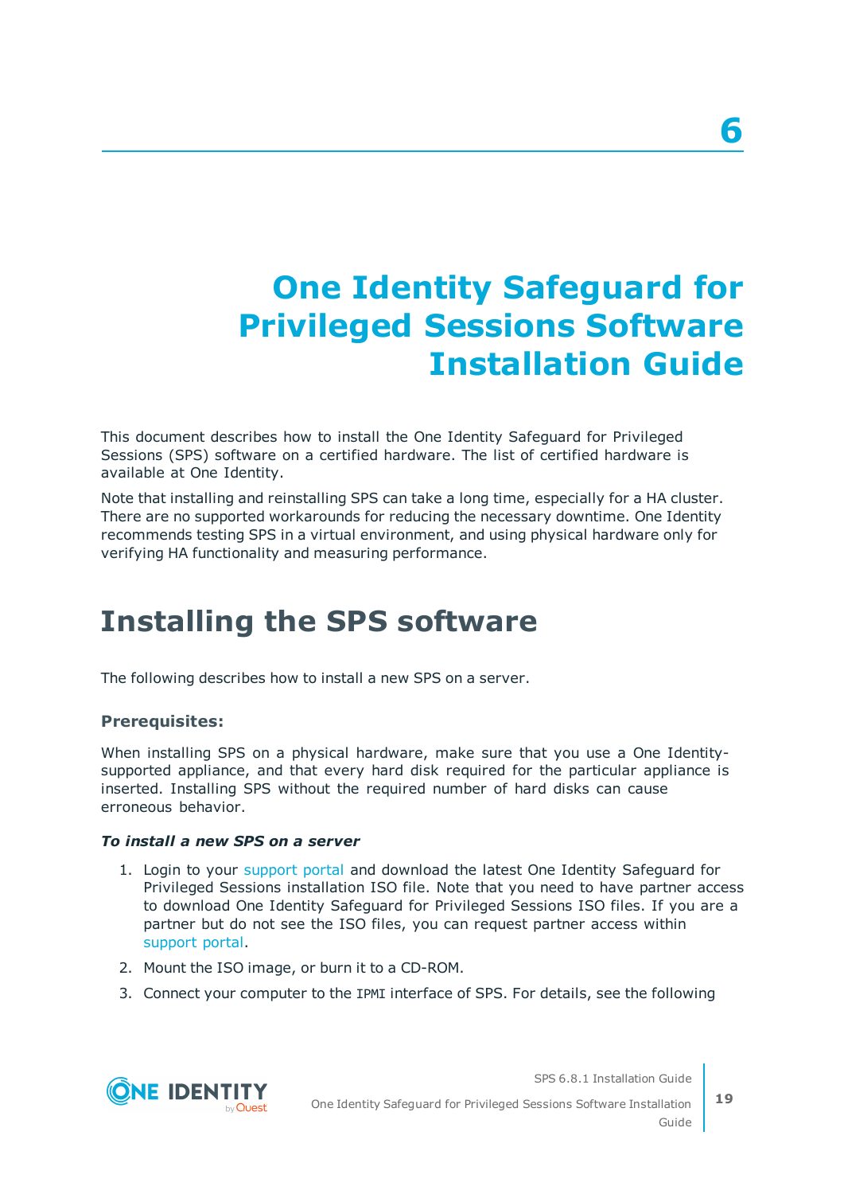# 6

# One Identity Safeguard for Privileged Sessions Software Installation Guide

This document describes how to install the One Identity Safeguard for Privileged Sessions (SPS) software on a certified hardware. The list of certified hardware is available at One Identity.

Note that installing and reinstalling SPS can take a long time, especially for a HA cluster. There are no supported workarounds for reducing the necessary downtime. One Identity recommends testing SPS in a virtual environment, and using physical hardware only for verifying HA functionality and measuring performance.

## Installing the SPS software

The following describes how to install a new SPS on a server.

### Prerequisites:

When installing SPS on a physical hardware, make sure that you use a One Identity-supported appliance, and that every hard disk required for the particular appliance is inserted. Installing SPS without the required number of hard disks can cause erroneous behavior.

***To install a new SPS on a server***

1. Login to your support portal and download the latest One Identity Safeguard for Privileged Sessions installation ISO file. Note that you need to have partner access to download One Identity Safeguard for Privileged Sessions ISO files. If you are a partner but do not see the ISO files, you can request partner access within support portal.
2. Mount the ISO image, or burn it to a CD-ROM.
3. Connect your computer to the `IPMI` interface of SPS. For details, see the following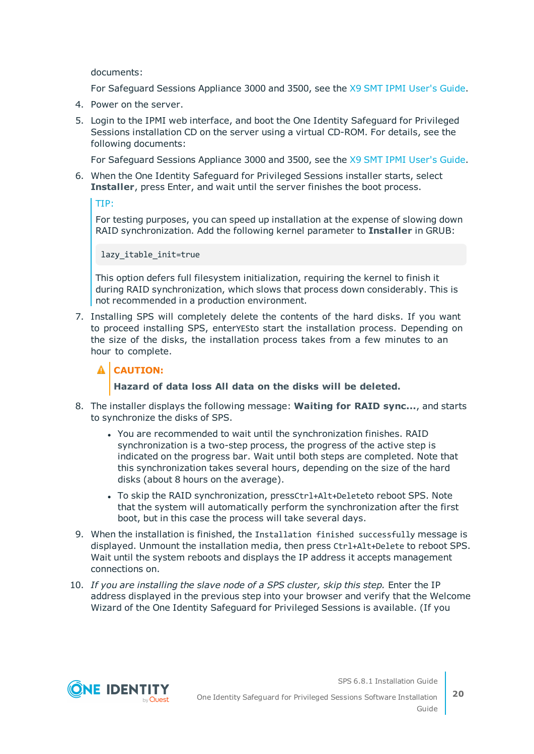documents:

For Safeguard Sessions Appliance 3000 and 3500, see the X9 SMT IPMI User's Guide.

4. Power on the server.

5. Login to the IPMI web interface, and boot the One Identity Safeguard for Privileged Sessions installation CD on the server using a virtual CD-ROM. For details, see the following documents:

   For Safeguard Sessions Appliance 3000 and 3500, see the X9 SMT IPMI User's Guide.

6. When the One Identity Safeguard for Privileged Sessions installer starts, select **Installer**, press Enter, and wait until the server finishes the boot process.

   > TIP:
   >
   > For testing purposes, you can speed up installation at the expense of slowing down RAID synchronization. Add the following kernel parameter to **Installer** in GRUB:
   >
   > ```
   > lazy_itable_init=true
   > ```
   >
   > This option defers full filesystem initialization, requiring the kernel to finish it during RAID synchronization, which slows that process down considerably. This is not recommended in a production environment.

7. Installing SPS will completely delete the contents of the hard disks. If you want to proceed installing SPS, enter`YES`to start the installation process. Depending on the size of the disks, the installation process takes from a few minutes to an hour to complete.

   > **CAUTION:**
   >
   > **Hazard of data loss All data on the disks will be deleted.**

8. The installer displays the following message: **Waiting for RAID sync...**, and starts to synchronize the disks of SPS.

   - You are recommended to wait until the synchronization finishes. RAID synchronization is a two-step process, the progress of the active step is indicated on the progress bar. Wait until both steps are completed. Note that this synchronization takes several hours, depending on the size of the hard disks (about 8 hours on the average).
   - To skip the RAID synchronization, press`Ctrl+Alt+Delete`to reboot SPS. Note that the system will automatically perform the synchronization after the first boot, but in this case the process will take several days.

9. When the installation is finished, the `Installation finished successfully` message is displayed. Unmount the installation media, then press `Ctrl+Alt+Delete` to reboot SPS. Wait until the system reboots and displays the IP address it accepts management connections on.

10. *If you are installing the slave node of a SPS cluster, skip this step.* Enter the IP address displayed in the previous step into your browser and verify that the Welcome Wizard of the One Identity Safeguard for Privileged Sessions is available. (If you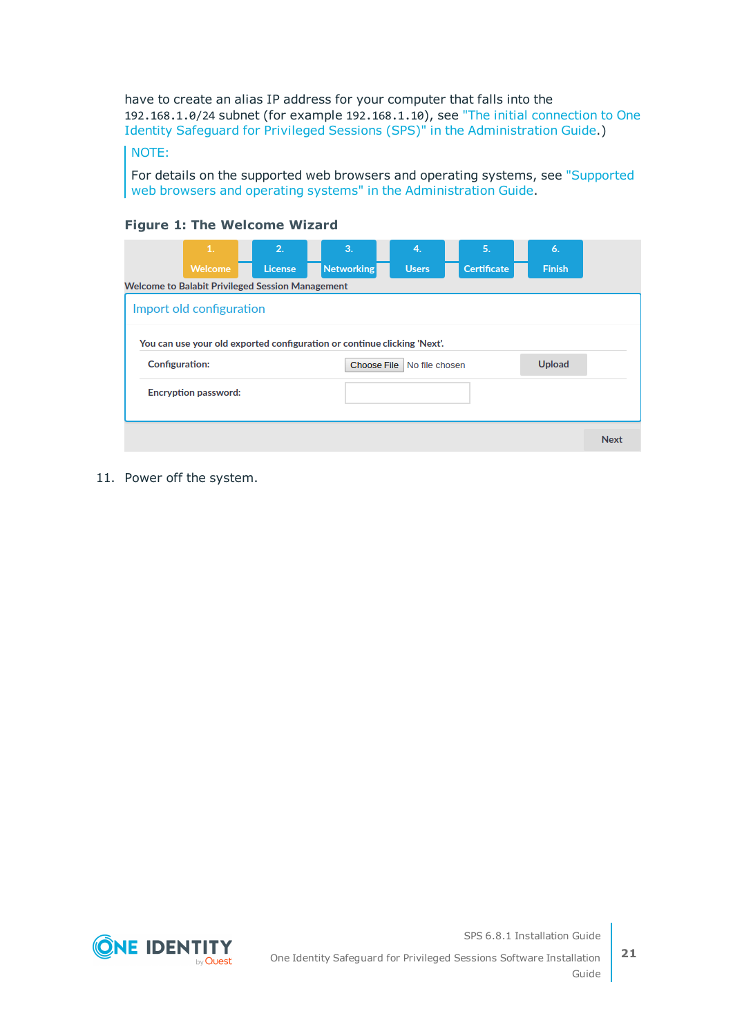have to create an alias IP address for your computer that falls into the `192.168.1.0/24` subnet (for example `192.168.1.10`), see "The initial connection to One Identity Safeguard for Privileged Sessions (SPS)" in the Administration Guide.)

> NOTE:
>
> For details on the supported web browsers and operating systems, see "Supported web browsers and operating systems" in the Administration Guide.

**Figure 1: The Welcome Wizard**

11. Power off the system.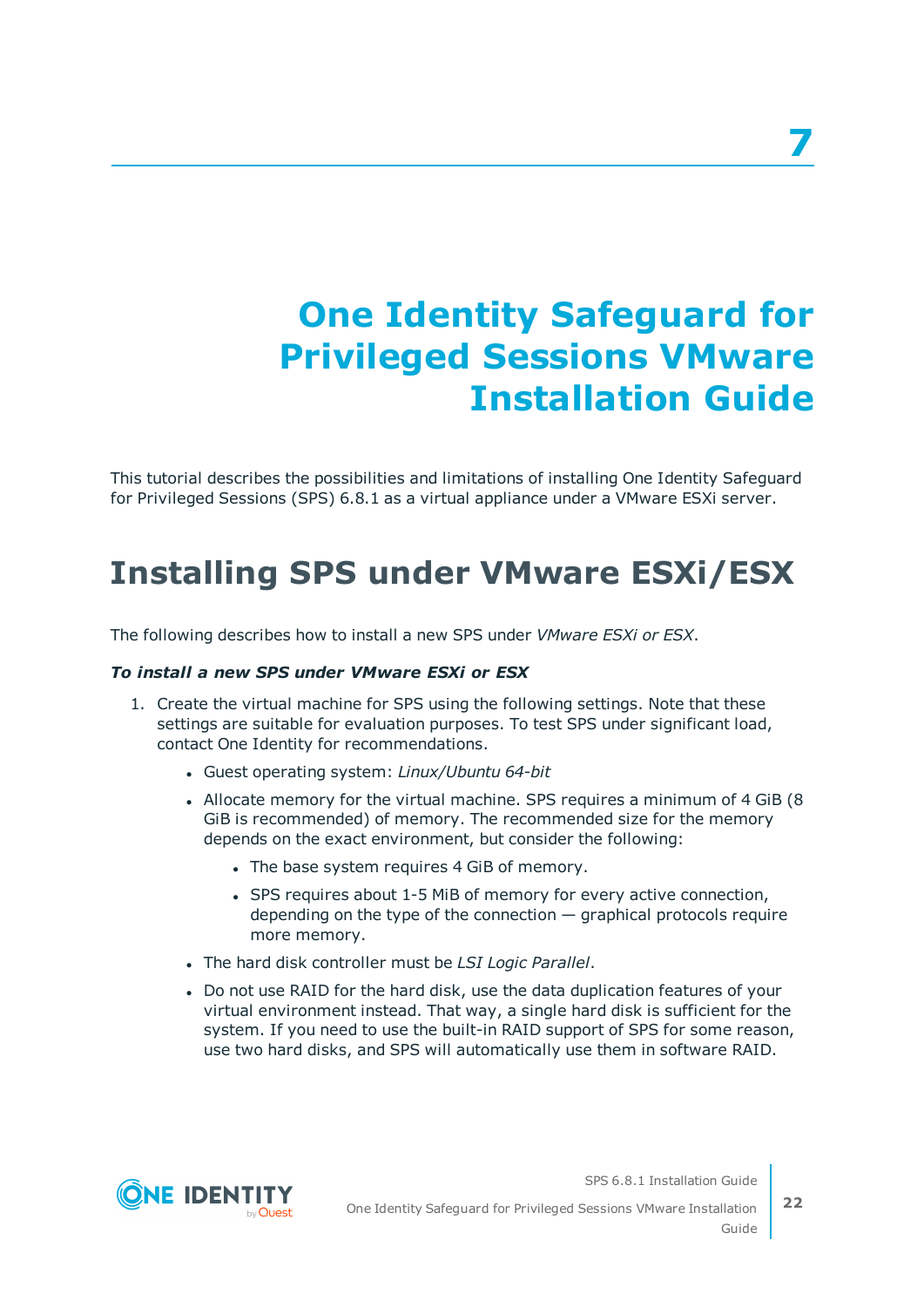# 7

# One Identity Safeguard for Privileged Sessions VMware Installation Guide

This tutorial describes the possibilities and limitations of installing One Identity Safeguard for Privileged Sessions (SPS) 6.8.1 as a virtual appliance under a VMware ESXi server.

## Installing SPS under VMware ESXi/ESX

The following describes how to install a new SPS under *VMware ESXi or ESX*.

***To install a new SPS under VMware ESXi or ESX***

1. Create the virtual machine for SPS using the following settings. Note that these settings are suitable for evaluation purposes. To test SPS under significant load, contact One Identity for recommendations.
   - Guest operating system: *Linux/Ubuntu 64-bit*
   - Allocate memory for the virtual machine. SPS requires a minimum of 4 GiB (8 GiB is recommended) of memory. The recommended size for the memory depends on the exact environment, but consider the following:
     - The base system requires 4 GiB of memory.
     - SPS requires about 1-5 MiB of memory for every active connection, depending on the type of the connection — graphical protocols require more memory.
   - The hard disk controller must be *LSI Logic Parallel*.
   - Do not use RAID for the hard disk, use the data duplication features of your virtual environment instead. That way, a single hard disk is sufficient for the system. If you need to use the built-in RAID support of SPS for some reason, use two hard disks, and SPS will automatically use them in software RAID.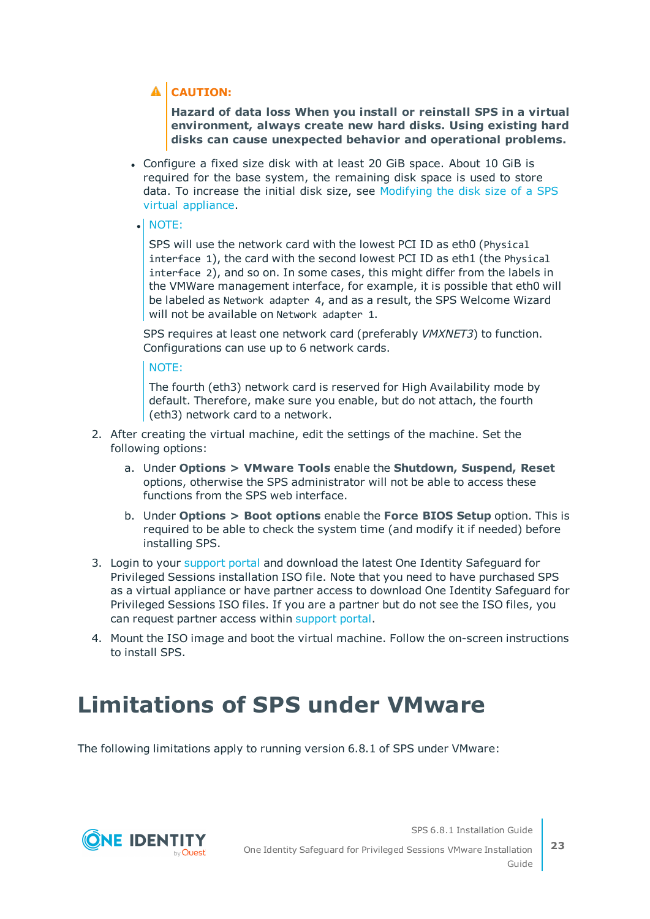**CAUTION:**

**Hazard of data loss When you install or reinstall SPS in a virtual environment, always create new hard disks. Using existing hard disks can cause unexpected behavior and operational problems.**

- Configure a fixed size disk with at least 20 GiB space. About 10 GiB is required for the base system, the remaining disk space is used to store data. To increase the initial disk size, see Modifying the disk size of a SPS virtual appliance.

- NOTE:

  SPS will use the network card with the lowest PCI ID as eth0 (`Physical interface 1`), the card with the second lowest PCI ID as eth1 (the `Physical interface 2`), and so on. In some cases, this might differ from the labels in the VMWare management interface, for example, it is possible that eth0 will be labeled as `Network adapter 4`, and as a result, the SPS Welcome Wizard will not be available on `Network adapter 1`.

  SPS requires at least one network card (preferably *VMXNET3*) to function. Configurations can use up to 6 network cards.

  NOTE:

  The fourth (eth3) network card is reserved for High Availability mode by default. Therefore, make sure you enable, but do not attach, the fourth (eth3) network card to a network.

2. After creating the virtual machine, edit the settings of the machine. Set the following options:

   a. Under **Options > VMware Tools** enable the **Shutdown, Suspend, Reset** options, otherwise the SPS administrator will not be able to access these functions from the SPS web interface.

   b. Under **Options > Boot options** enable the **Force BIOS Setup** option. This is required to be able to check the system time (and modify it if needed) before installing SPS.

3. Login to your support portal and download the latest One Identity Safeguard for Privileged Sessions installation ISO file. Note that you need to have purchased SPS as a virtual appliance or have partner access to download One Identity Safeguard for Privileged Sessions ISO files. If you are a partner but do not see the ISO files, you can request partner access within support portal.

4. Mount the ISO image and boot the virtual machine. Follow the on-screen instructions to install SPS.

# Limitations of SPS under VMware

The following limitations apply to running version 6.8.1 of SPS under VMware: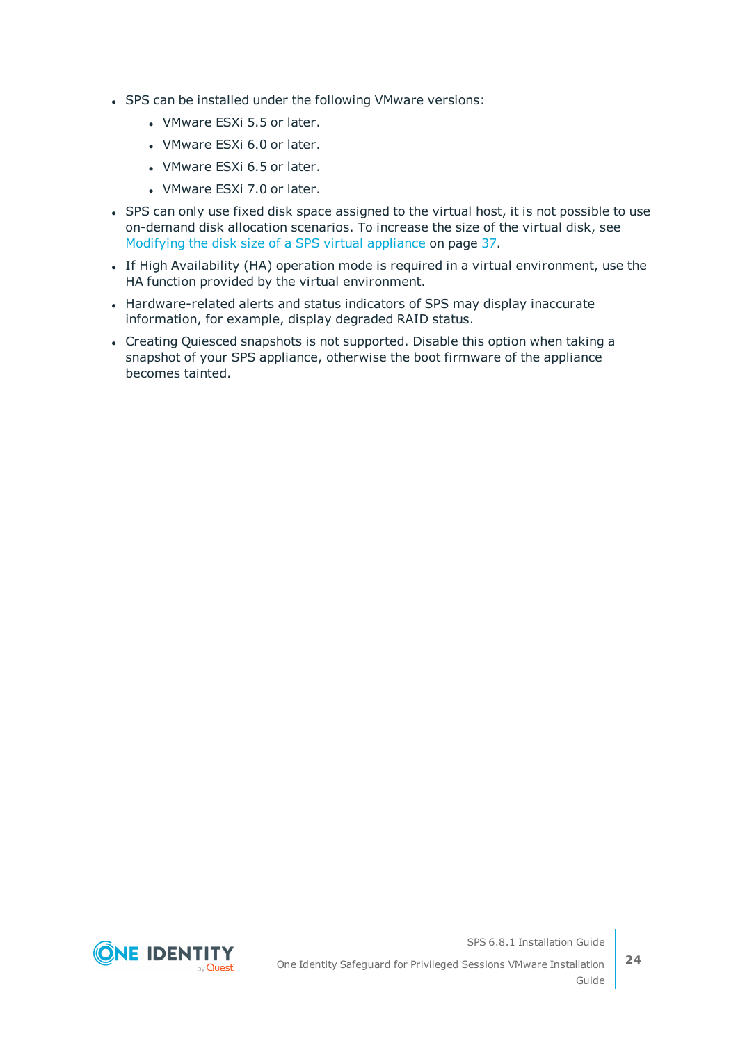- SPS can be installed under the following VMware versions:
  - VMware ESXi 5.5 or later.
  - VMware ESXi 6.0 or later.
  - VMware ESXi 6.5 or later.
  - VMware ESXi 7.0 or later.
- SPS can only use fixed disk space assigned to the virtual host, it is not possible to use on-demand disk allocation scenarios. To increase the size of the virtual disk, see Modifying the disk size of a SPS virtual appliance on page 37.
- If High Availability (HA) operation mode is required in a virtual environment, use the HA function provided by the virtual environment.
- Hardware-related alerts and status indicators of SPS may display inaccurate information, for example, display degraded RAID status.
- Creating Quiesced snapshots is not supported. Disable this option when taking a snapshot of your SPS appliance, otherwise the boot firmware of the appliance becomes tainted.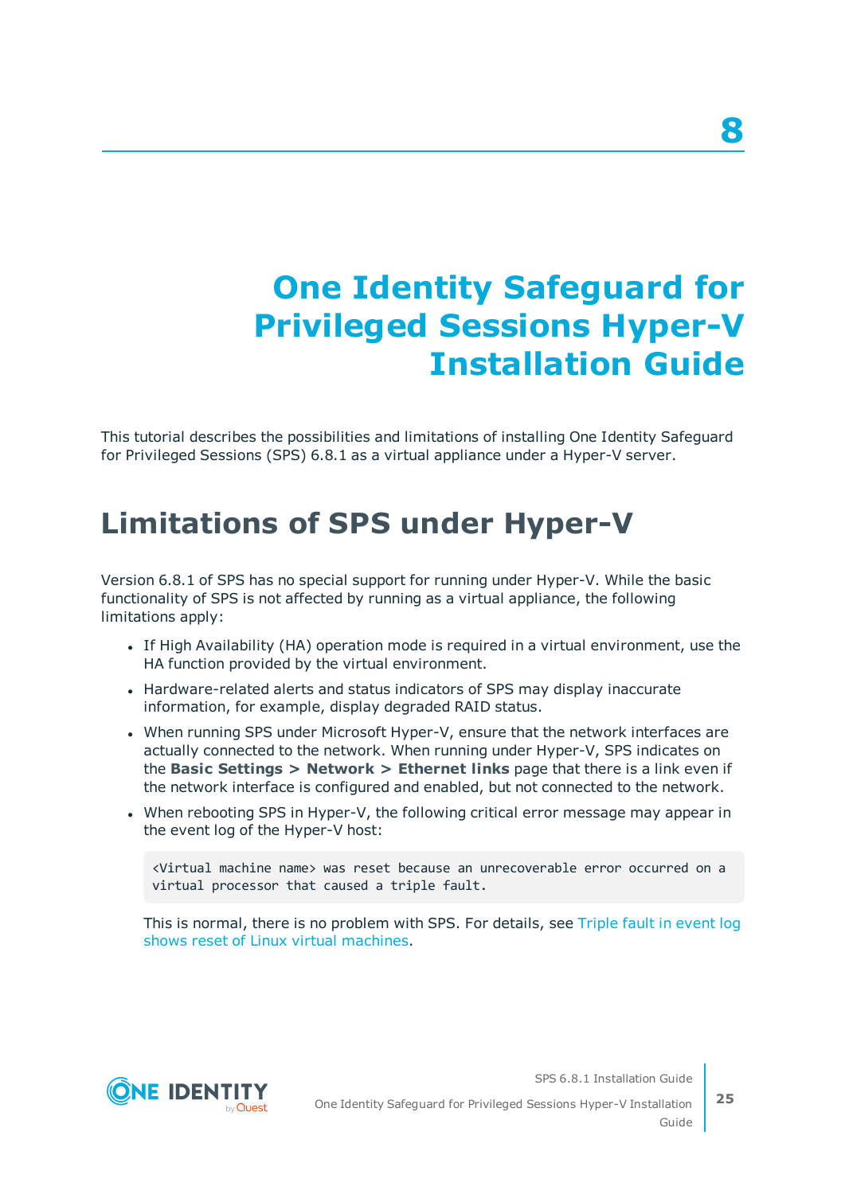# 8

# One Identity Safeguard for Privileged Sessions Hyper-V Installation Guide

This tutorial describes the possibilities and limitations of installing One Identity Safeguard for Privileged Sessions (SPS) 6.8.1 as a virtual appliance under a Hyper-V server.

## Limitations of SPS under Hyper-V

Version 6.8.1 of SPS has no special support for running under Hyper-V. While the basic functionality of SPS is not affected by running as a virtual appliance, the following limitations apply:

- If High Availability (HA) operation mode is required in a virtual environment, use the HA function provided by the virtual environment.
- Hardware-related alerts and status indicators of SPS may display inaccurate information, for example, display degraded RAID status.
- When running SPS under Microsoft Hyper-V, ensure that the network interfaces are actually connected to the network. When running under Hyper-V, SPS indicates on the **Basic Settings > Network > Ethernet links** page that there is a link even if the network interface is configured and enabled, but not connected to the network.
- When rebooting SPS in Hyper-V, the following critical error message may appear in the event log of the Hyper-V host:

  ```
  <Virtual machine name> was reset because an unrecoverable error occurred on a virtual processor that caused a triple fault.
  ```

  This is normal, there is no problem with SPS. For details, see Triple fault in event log shows reset of Linux virtual machines.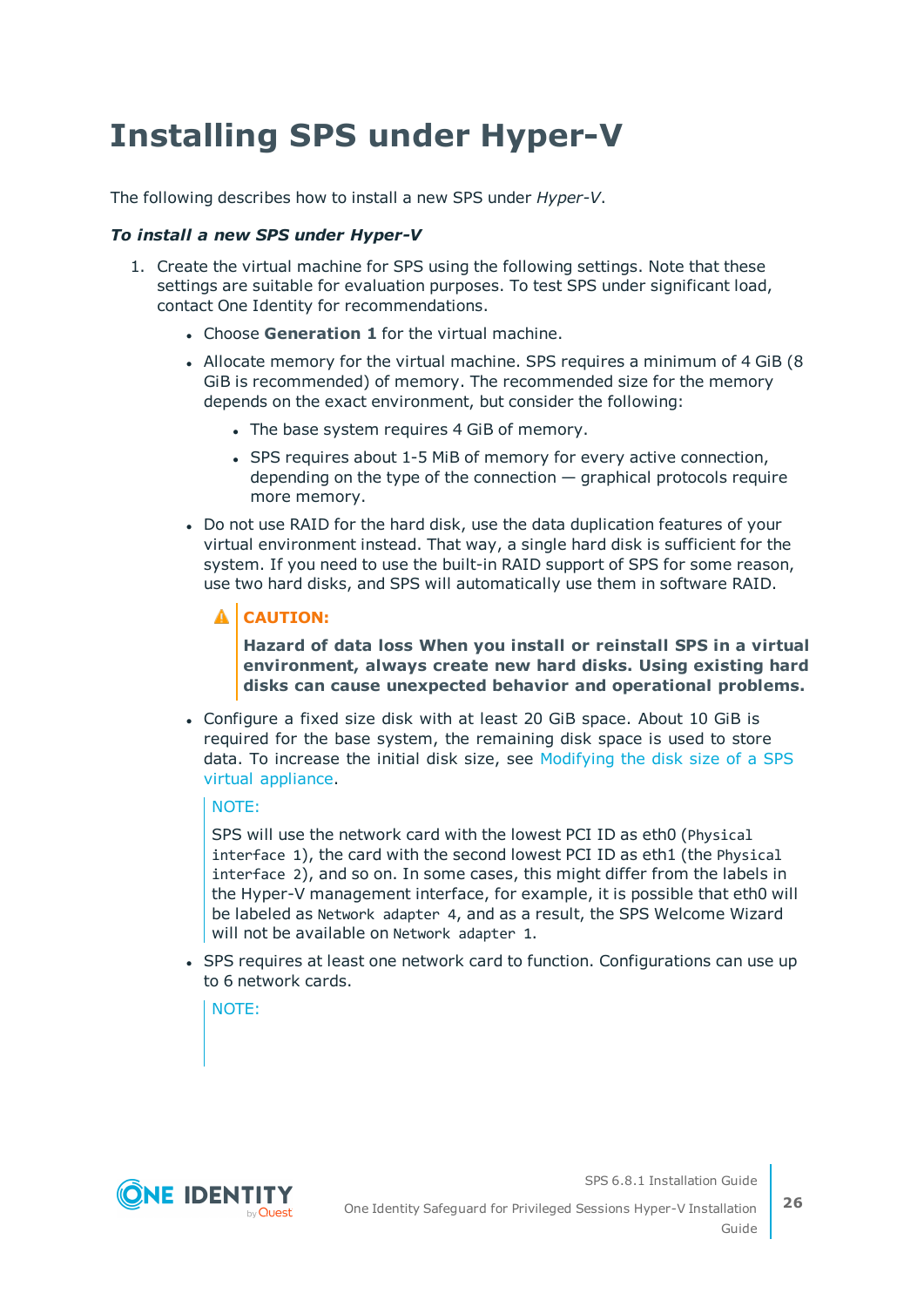# Installing SPS under Hyper-V

The following describes how to install a new SPS under *Hyper-V*.

***To install a new SPS under Hyper-V***

1. Create the virtual machine for SPS using the following settings. Note that these settings are suitable for evaluation purposes. To test SPS under significant load, contact One Identity for recommendations.

   - Choose **Generation 1** for the virtual machine.
   - Allocate memory for the virtual machine. SPS requires a minimum of 4 GiB (8 GiB is recommended) of memory. The recommended size for the memory depends on the exact environment, but consider the following:
     - The base system requires 4 GiB of memory.
     - SPS requires about 1-5 MiB of memory for every active connection, depending on the type of the connection — graphical protocols require more memory.
   - Do not use RAID for the hard disk, use the data duplication features of your virtual environment instead. That way, a single hard disk is sufficient for the system. If you need to use the built-in RAID support of SPS for some reason, use two hard disks, and SPS will automatically use them in software RAID.

     > **CAUTION:**
     >
     > **Hazard of data loss When you install or reinstall SPS in a virtual environment, always create new hard disks. Using existing hard disks can cause unexpected behavior and operational problems.**

   - Configure a fixed size disk with at least 20 GiB space. About 10 GiB is required for the base system, the remaining disk space is used to store data. To increase the initial disk size, see Modifying the disk size of a SPS virtual appliance.

     > NOTE:
     >
     > SPS will use the network card with the lowest PCI ID as eth0 (`Physical interface 1`), the card with the second lowest PCI ID as eth1 (the `Physical interface 2`), and so on. In some cases, this might differ from the labels in the Hyper-V management interface, for example, it is possible that eth0 will be labeled as `Network adapter 4`, and as a result, the SPS Welcome Wizard will not be available on `Network adapter 1`.

   - SPS requires at least one network card to function. Configurations can use up to 6 network cards.

     > NOTE: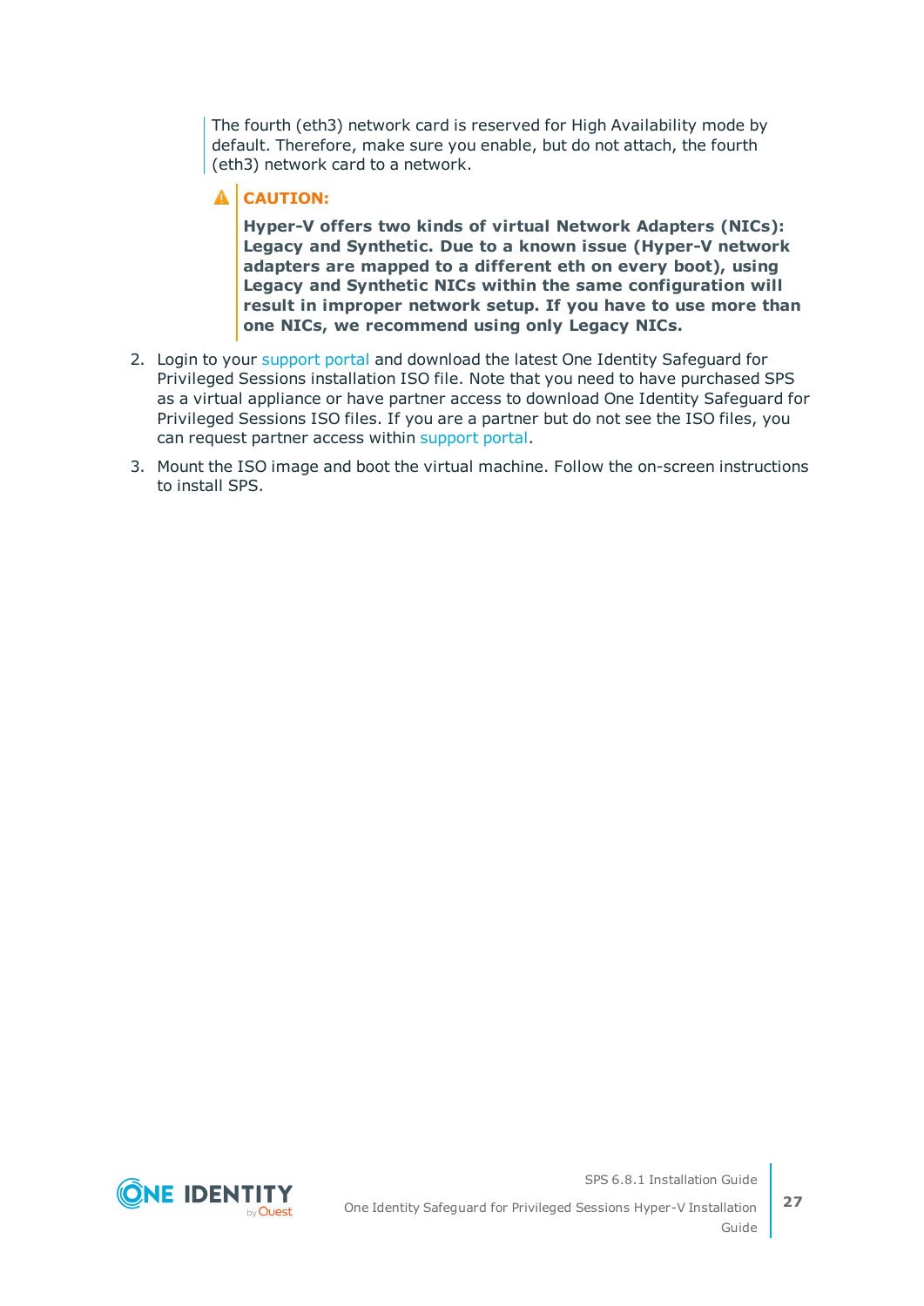The fourth (eth3) network card is reserved for High Availability mode by default. Therefore, make sure you enable, but do not attach, the fourth (eth3) network card to a network.

**CAUTION:**

**Hyper-V offers two kinds of virtual Network Adapters (NICs): Legacy and Synthetic. Due to a known issue (Hyper-V network adapters are mapped to a different eth on every boot), using Legacy and Synthetic NICs within the same configuration will result in improper network setup. If you have to use more than one NICs, we recommend using only Legacy NICs.**

2. Login to your support portal and download the latest One Identity Safeguard for Privileged Sessions installation ISO file. Note that you need to have purchased SPS as a virtual appliance or have partner access to download One Identity Safeguard for Privileged Sessions ISO files. If you are a partner but do not see the ISO files, you can request partner access within support portal.
3. Mount the ISO image and boot the virtual machine. Follow the on-screen instructions to install SPS.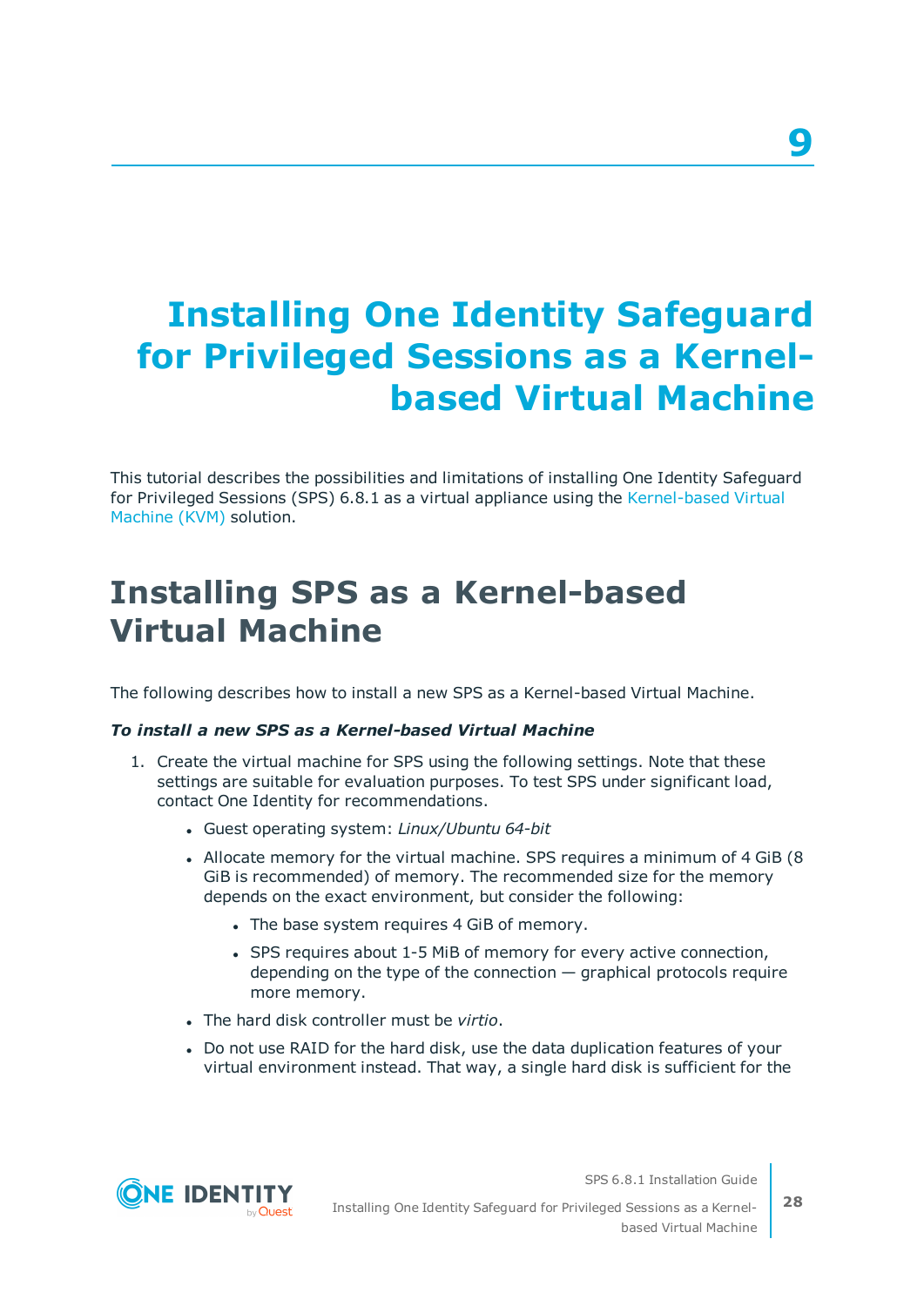# 9

# Installing One Identity Safeguard for Privileged Sessions as a Kernel-based Virtual Machine

This tutorial describes the possibilities and limitations of installing One Identity Safeguard for Privileged Sessions (SPS) 6.8.1 as a virtual appliance using the Kernel-based Virtual Machine (KVM) solution.

## Installing SPS as a Kernel-based Virtual Machine

The following describes how to install a new SPS as a Kernel-based Virtual Machine.

***To install a new SPS as a Kernel-based Virtual Machine***

1. Create the virtual machine for SPS using the following settings. Note that these settings are suitable for evaluation purposes. To test SPS under significant load, contact One Identity for recommendations.
   - Guest operating system: *Linux/Ubuntu 64-bit*
   - Allocate memory for the virtual machine. SPS requires a minimum of 4 GiB (8 GiB is recommended) of memory. The recommended size for the memory depends on the exact environment, but consider the following:
     - The base system requires 4 GiB of memory.
     - SPS requires about 1-5 MiB of memory for every active connection, depending on the type of the connection — graphical protocols require more memory.
   - The hard disk controller must be *virtio*.
   - Do not use RAID for the hard disk, use the data duplication features of your virtual environment instead. That way, a single hard disk is sufficient for the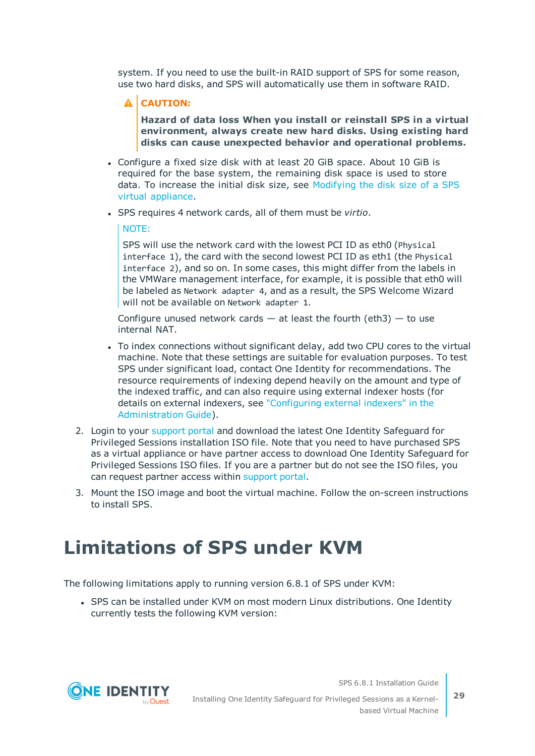system. If you need to use the built-in RAID support of SPS for some reason, use two hard disks, and SPS will automatically use them in software RAID.

> **CAUTION:**
>
> **Hazard of data loss When you install or reinstall SPS in a virtual environment, always create new hard disks. Using existing hard disks can cause unexpected behavior and operational problems.**

- Configure a fixed size disk with at least 20 GiB space. About 10 GiB is required for the base system, the remaining disk space is used to store data. To increase the initial disk size, see Modifying the disk size of a SPS virtual appliance.
- SPS requires 4 network cards, all of them must be *virtio*.

  > NOTE:
  >
  > SPS will use the network card with the lowest PCI ID as eth0 (`Physical interface 1`), the card with the second lowest PCI ID as eth1 (the `Physical interface 2`), and so on. In some cases, this might differ from the labels in the VMWare management interface, for example, it is possible that eth0 will be labeled as `Network adapter 4`, and as a result, the SPS Welcome Wizard will not be available on `Network adapter 1`.

  Configure unused network cards — at least the fourth (eth3) — to use internal NAT.

- To index connections without significant delay, add two CPU cores to the virtual machine. Note that these settings are suitable for evaluation purposes. To test SPS under significant load, contact One Identity for recommendations. The resource requirements of indexing depend heavily on the amount and type of the indexed traffic, and can also require using external indexer hosts (for details on external indexers, see "Configuring external indexers" in the Administration Guide).

2. Login to your support portal and download the latest One Identity Safeguard for Privileged Sessions installation ISO file. Note that you need to have purchased SPS as a virtual appliance or have partner access to download One Identity Safeguard for Privileged Sessions ISO files. If you are a partner but do not see the ISO files, you can request partner access within support portal.
3. Mount the ISO image and boot the virtual machine. Follow the on-screen instructions to install SPS.

# Limitations of SPS under KVM

The following limitations apply to running version 6.8.1 of SPS under KVM:

- SPS can be installed under KVM on most modern Linux distributions. One Identity currently tests the following KVM version: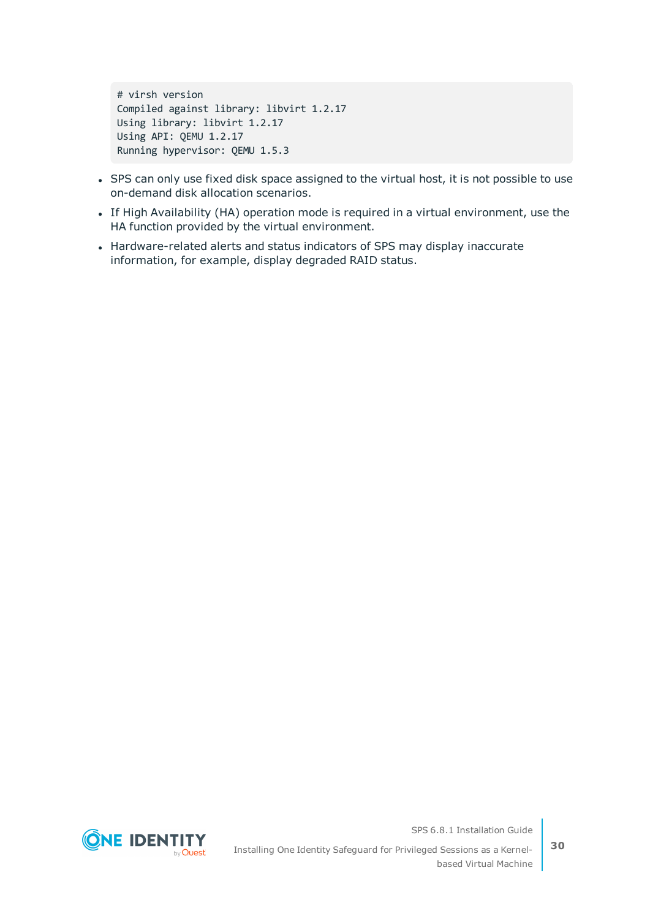```
# virsh version
Compiled against library: libvirt 1.2.17
Using library: libvirt 1.2.17
Using API: QEMU 1.2.17
Running hypervisor: QEMU 1.5.3
```

- SPS can only use fixed disk space assigned to the virtual host, it is not possible to use on-demand disk allocation scenarios.
- If High Availability (HA) operation mode is required in a virtual environment, use the HA function provided by the virtual environment.
- Hardware-related alerts and status indicators of SPS may display inaccurate information, for example, display degraded RAID status.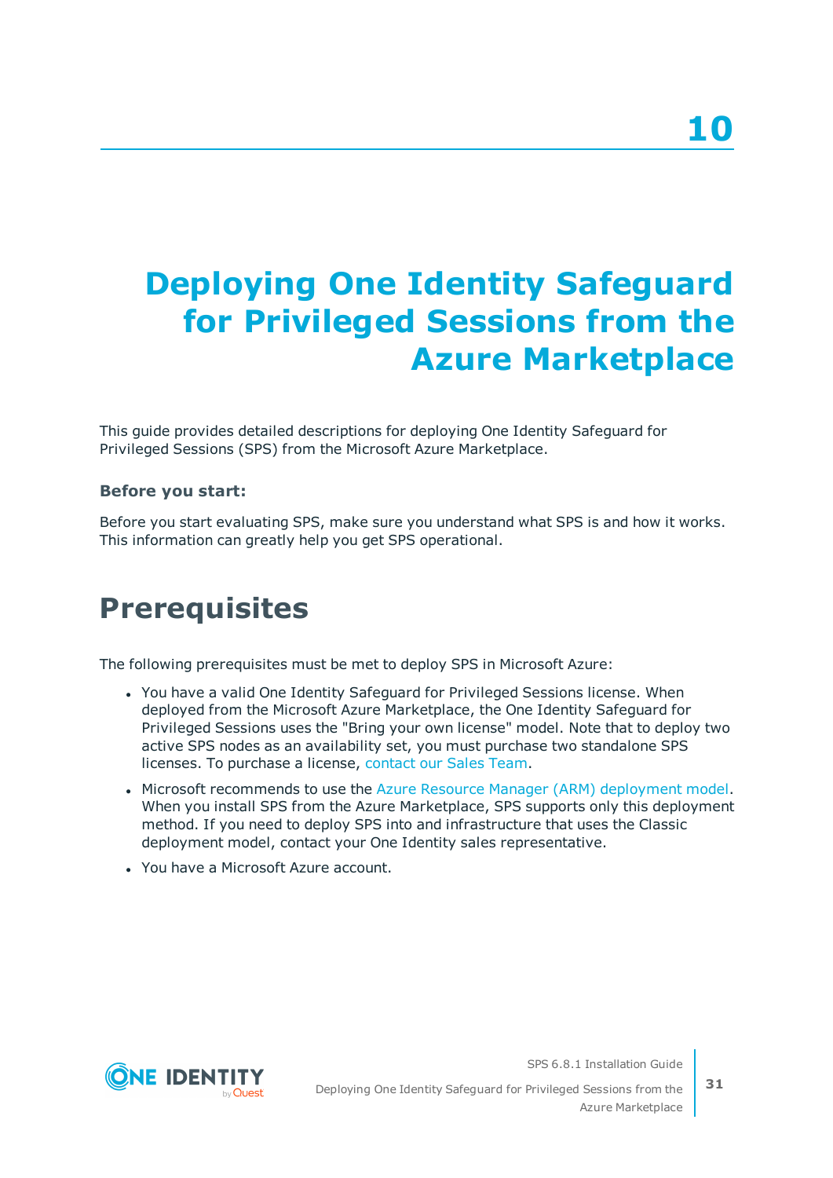# 10

# Deploying One Identity Safeguard for Privileged Sessions from the Azure Marketplace

This guide provides detailed descriptions for deploying One Identity Safeguard for Privileged Sessions (SPS) from the Microsoft Azure Marketplace.

**Before you start:**

Before you start evaluating SPS, make sure you understand what SPS is and how it works. This information can greatly help you get SPS operational.

## Prerequisites

The following prerequisites must be met to deploy SPS in Microsoft Azure:

- You have a valid One Identity Safeguard for Privileged Sessions license. When deployed from the Microsoft Azure Marketplace, the One Identity Safeguard for Privileged Sessions uses the "Bring your own license" model. Note that to deploy two active SPS nodes as an availability set, you must purchase two standalone SPS licenses. To purchase a license, contact our Sales Team.
- Microsoft recommends to use the Azure Resource Manager (ARM) deployment model. When you install SPS from the Azure Marketplace, SPS supports only this deployment method. If you need to deploy SPS into and infrastructure that uses the Classic deployment model, contact your One Identity sales representative.
- You have a Microsoft Azure account.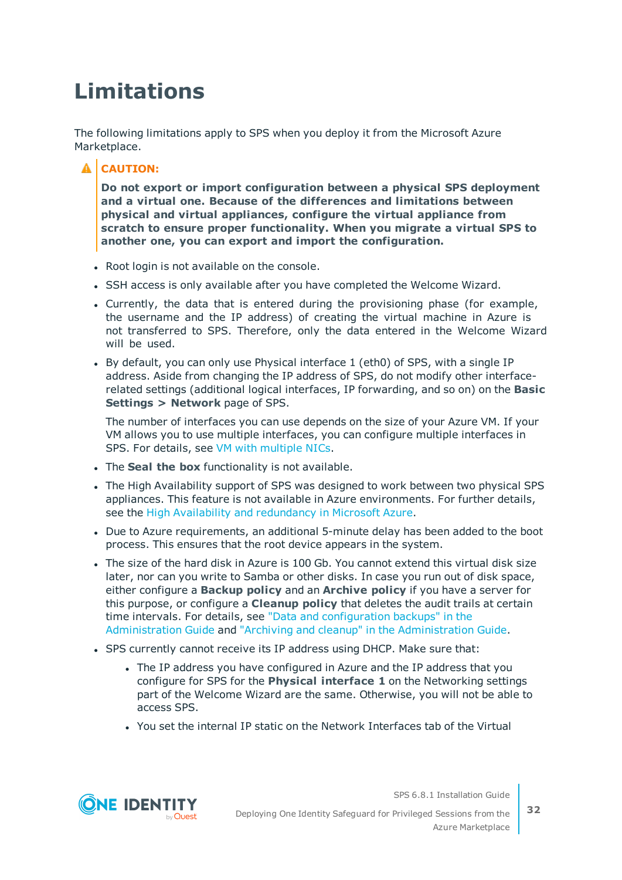# Limitations

The following limitations apply to SPS when you deploy it from the Microsoft Azure Marketplace.

> **CAUTION:**
>
> **Do not export or import configuration between a physical SPS deployment and a virtual one. Because of the differences and limitations between physical and virtual appliances, configure the virtual appliance from scratch to ensure proper functionality. When you migrate a virtual SPS to another one, you can export and import the configuration.**

- Root login is not available on the console.
- SSH access is only available after you have completed the Welcome Wizard.
- Currently, the data that is entered during the provisioning phase (for example, the username and the IP address) of creating the virtual machine in Azure is not transferred to SPS. Therefore, only the data entered in the Welcome Wizard will be used.
- By default, you can only use Physical interface 1 (eth0) of SPS, with a single IP address. Aside from changing the IP address of SPS, do not modify other interface-related settings (additional logical interfaces, IP forwarding, and so on) on the **Basic Settings > Network** page of SPS.

  The number of interfaces you can use depends on the size of your Azure VM. If your VM allows you to use multiple interfaces, you can configure multiple interfaces in SPS. For details, see VM with multiple NICs.
- The **Seal the box** functionality is not available.
- The High Availability support of SPS was designed to work between two physical SPS appliances. This feature is not available in Azure environments. For further details, see the High Availability and redundancy in Microsoft Azure.
- Due to Azure requirements, an additional 5-minute delay has been added to the boot process. This ensures that the root device appears in the system.
- The size of the hard disk in Azure is 100 Gb. You cannot extend this virtual disk size later, nor can you write to Samba or other disks. In case you run out of disk space, either configure a **Backup policy** and an **Archive policy** if you have a server for this purpose, or configure a **Cleanup policy** that deletes the audit trails at certain time intervals. For details, see "Data and configuration backups" in the Administration Guide and "Archiving and cleanup" in the Administration Guide.
- SPS currently cannot receive its IP address using DHCP. Make sure that:
  - The IP address you have configured in Azure and the IP address that you configure for SPS for the **Physical interface 1** on the Networking settings part of the Welcome Wizard are the same. Otherwise, you will not be able to access SPS.
  - You set the internal IP static on the Network Interfaces tab of the Virtual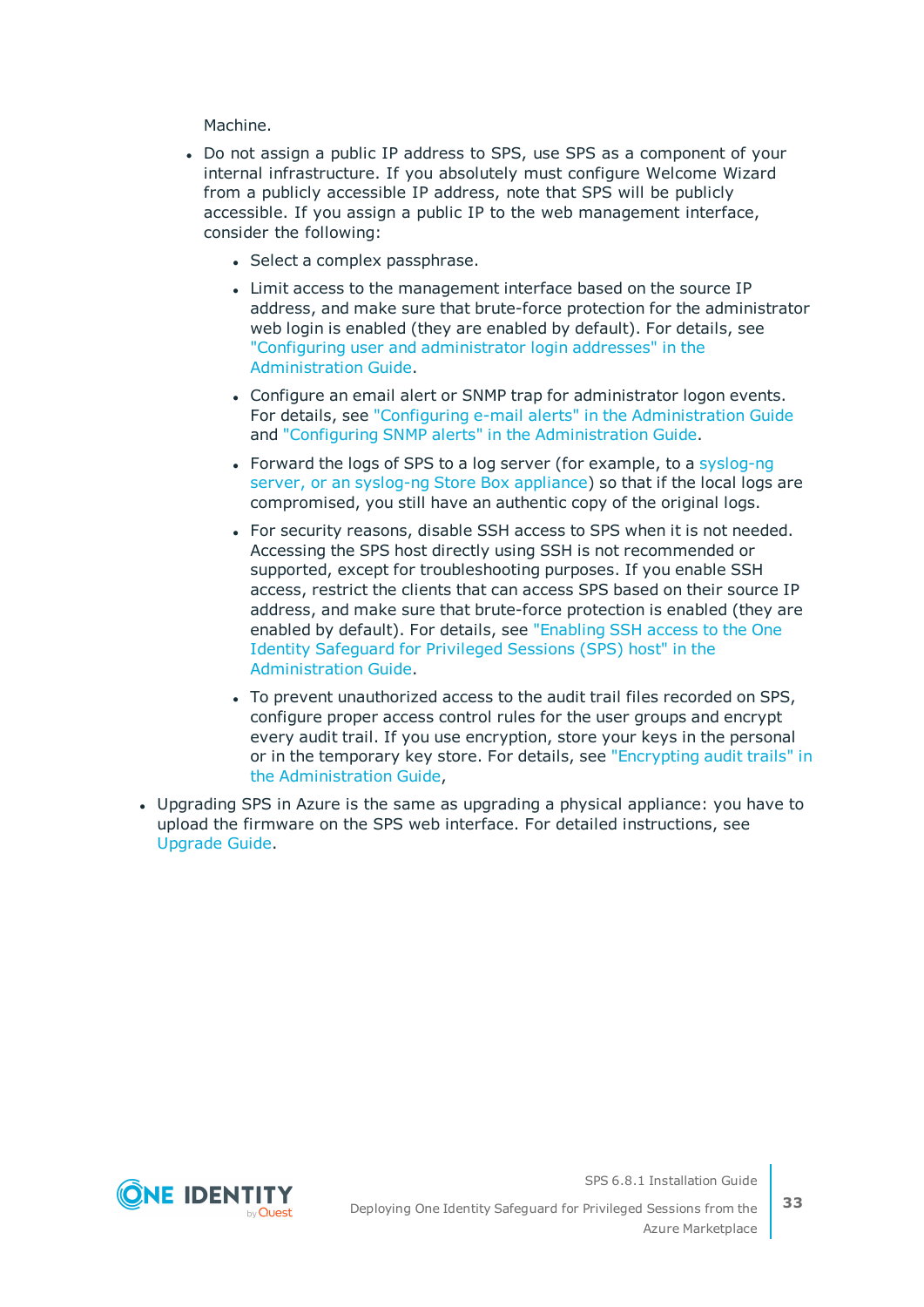Machine.

- Do not assign a public IP address to SPS, use SPS as a component of your internal infrastructure. If you absolutely must configure Welcome Wizard from a publicly accessible IP address, note that SPS will be publicly accessible. If you assign a public IP to the web management interface, consider the following:
  - Select a complex passphrase.
  - Limit access to the management interface based on the source IP address, and make sure that brute-force protection for the administrator web login is enabled (they are enabled by default). For details, see "Configuring user and administrator login addresses" in the Administration Guide.
  - Configure an email alert or SNMP trap for administrator logon events. For details, see "Configuring e-mail alerts" in the Administration Guide and "Configuring SNMP alerts" in the Administration Guide.
  - Forward the logs of SPS to a log server (for example, to a syslog-ng server, or an syslog-ng Store Box appliance) so that if the local logs are compromised, you still have an authentic copy of the original logs.
  - For security reasons, disable SSH access to SPS when it is not needed. Accessing the SPS host directly using SSH is not recommended or supported, except for troubleshooting purposes. If you enable SSH access, restrict the clients that can access SPS based on their source IP address, and make sure that brute-force protection is enabled (they are enabled by default). For details, see "Enabling SSH access to the One Identity Safeguard for Privileged Sessions (SPS) host" in the Administration Guide.
  - To prevent unauthorized access to the audit trail files recorded on SPS, configure proper access control rules for the user groups and encrypt every audit trail. If you use encryption, store your keys in the personal or in the temporary key store. For details, see "Encrypting audit trails" in the Administration Guide,
- Upgrading SPS in Azure is the same as upgrading a physical appliance: you have to upload the firmware on the SPS web interface. For detailed instructions, see Upgrade Guide.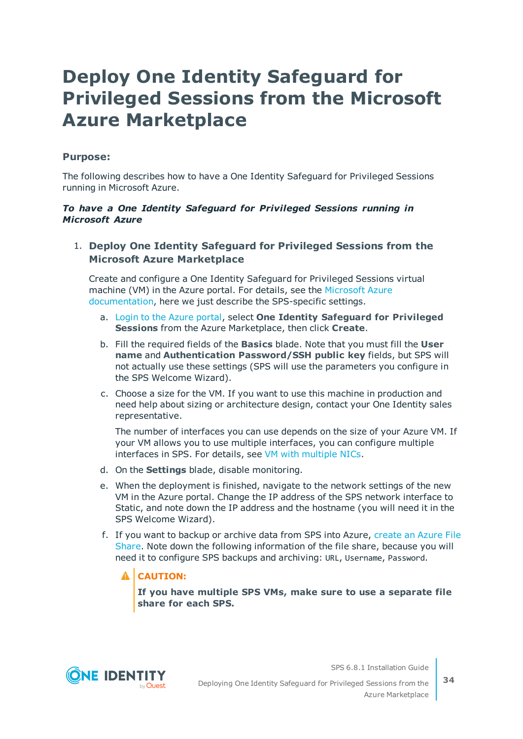# Deploy One Identity Safeguard for Privileged Sessions from the Microsoft Azure Marketplace

**Purpose:**

The following describes how to have a One Identity Safeguard for Privileged Sessions running in Microsoft Azure.

***To have a One Identity Safeguard for Privileged Sessions running in Microsoft Azure***

1. **Deploy One Identity Safeguard for Privileged Sessions from the Microsoft Azure Marketplace**

   Create and configure a One Identity Safeguard for Privileged Sessions virtual machine (VM) in the Azure portal. For details, see the Microsoft Azure documentation, here we just describe the SPS-specific settings.

   a. Login to the Azure portal, select **One Identity Safeguard for Privileged Sessions** from the Azure Marketplace, then click **Create**.

   b. Fill the required fields of the **Basics** blade. Note that you must fill the **User name** and **Authentication Password/SSH public key** fields, but SPS will not actually use these settings (SPS will use the parameters you configure in the SPS Welcome Wizard).

   c. Choose a size for the VM. If you want to use this machine in production and need help about sizing or architecture design, contact your One Identity sales representative.

      The number of interfaces you can use depends on the size of your Azure VM. If your VM allows you to use multiple interfaces, you can configure multiple interfaces in SPS. For details, see VM with multiple NICs.

   d. On the **Settings** blade, disable monitoring.

   e. When the deployment is finished, navigate to the network settings of the new VM in the Azure portal. Change the IP address of the SPS network interface to Static, and note down the IP address and the hostname (you will need it in the SPS Welcome Wizard).

   f. If you want to backup or archive data from SPS into Azure, create an Azure File Share. Note down the following information of the file share, because you will need it to configure SPS backups and archiving: `URL`, `Username`, `Password`.

      **CAUTION:**

      **If you have multiple SPS VMs, make sure to use a separate file share for each SPS.**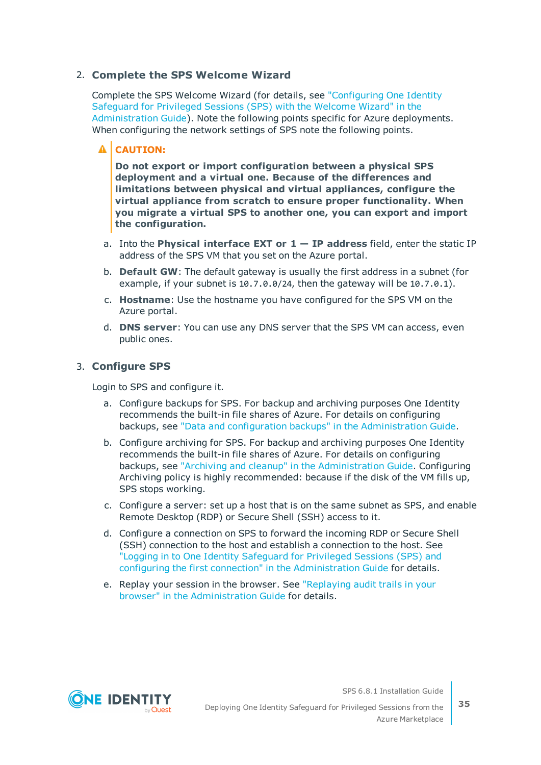2. **Complete the SPS Welcome Wizard**

   Complete the SPS Welcome Wizard (for details, see "Configuring One Identity Safeguard for Privileged Sessions (SPS) with the Welcome Wizard" in the Administration Guide). Note the following points specific for Azure deployments. When configuring the network settings of SPS note the following points.

   > **CAUTION:**
   >
   > **Do not export or import configuration between a physical SPS deployment and a virtual one. Because of the differences and limitations between physical and virtual appliances, configure the virtual appliance from scratch to ensure proper functionality. When you migrate a virtual SPS to another one, you can export and import the configuration.**

   a. Into the **Physical interface EXT or 1 — IP address** field, enter the static IP address of the SPS VM that you set on the Azure portal.

   b. **Default GW**: The default gateway is usually the first address in a subnet (for example, if your subnet is `10.7.0.0/24`, then the gateway will be `10.7.0.1`).

   c. **Hostname**: Use the hostname you have configured for the SPS VM on the Azure portal.

   d. **DNS server**: You can use any DNS server that the SPS VM can access, even public ones.

3. **Configure SPS**

   Login to SPS and configure it.

   a. Configure backups for SPS. For backup and archiving purposes One Identity recommends the built-in file shares of Azure. For details on configuring backups, see "Data and configuration backups" in the Administration Guide.

   b. Configure archiving for SPS. For backup and archiving purposes One Identity recommends the built-in file shares of Azure. For details on configuring backups, see "Archiving and cleanup" in the Administration Guide. Configuring Archiving policy is highly recommended: because if the disk of the VM fills up, SPS stops working.

   c. Configure a server: set up a host that is on the same subnet as SPS, and enable Remote Desktop (RDP) or Secure Shell (SSH) access to it.

   d. Configure a connection on SPS to forward the incoming RDP or Secure Shell (SSH) connection to the host and establish a connection to the host. See "Logging in to One Identity Safeguard for Privileged Sessions (SPS) and configuring the first connection" in the Administration Guide for details.

   e. Replay your session in the browser. See "Replaying audit trails in your browser" in the Administration Guide for details.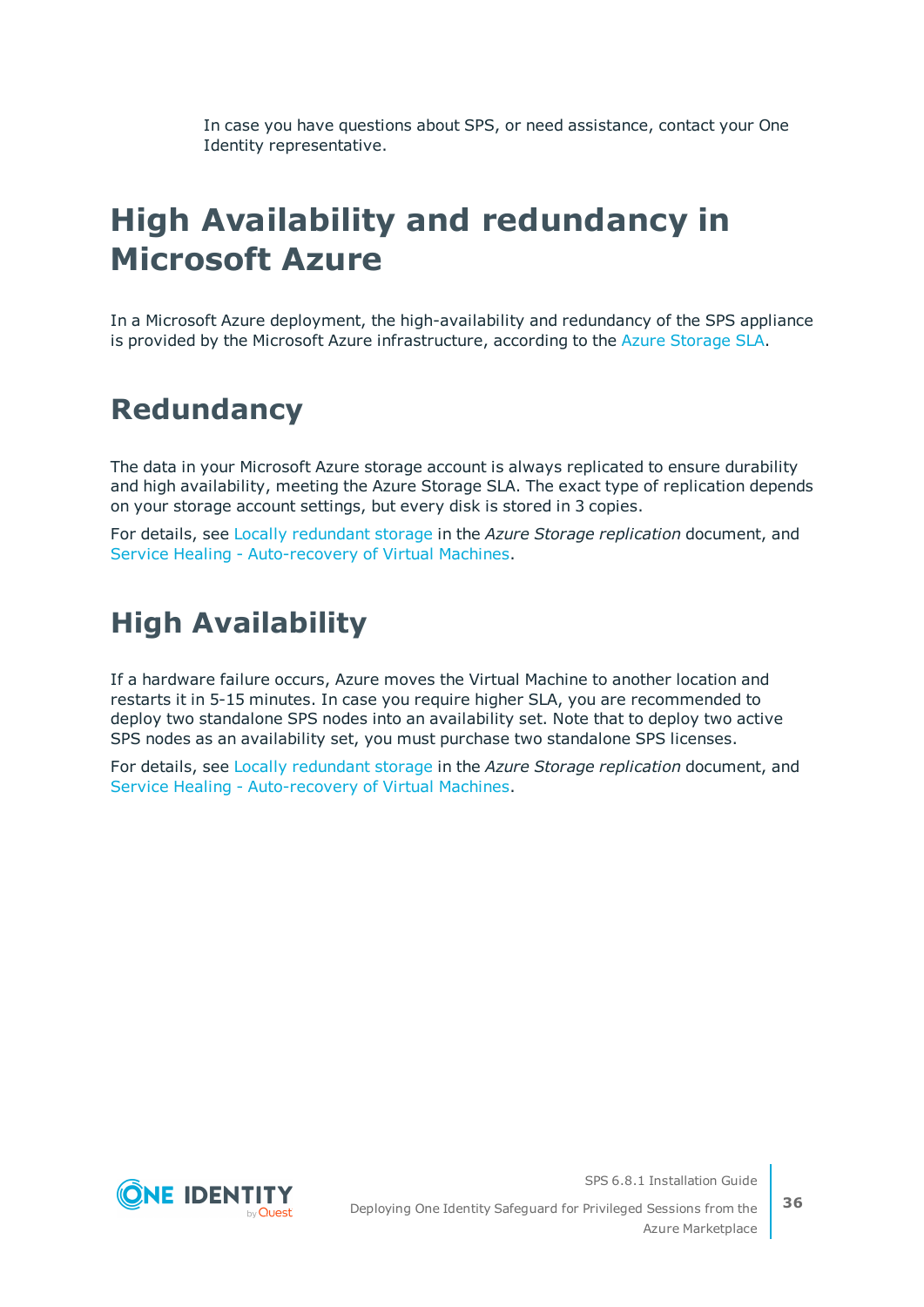In case you have questions about SPS, or need assistance, contact your One Identity representative.

# High Availability and redundancy in Microsoft Azure

In a Microsoft Azure deployment, the high-availability and redundancy of the SPS appliance is provided by the Microsoft Azure infrastructure, according to the Azure Storage SLA.

## Redundancy

The data in your Microsoft Azure storage account is always replicated to ensure durability and high availability, meeting the Azure Storage SLA. The exact type of replication depends on your storage account settings, but every disk is stored in 3 copies.

For details, see Locally redundant storage in the *Azure Storage replication* document, and Service Healing - Auto-recovery of Virtual Machines.

## High Availability

If a hardware failure occurs, Azure moves the Virtual Machine to another location and restarts it in 5-15 minutes. In case you require higher SLA, you are recommended to deploy two standalone SPS nodes into an availability set. Note that to deploy two active SPS nodes as an availability set, you must purchase two standalone SPS licenses.

For details, see Locally redundant storage in the *Azure Storage replication* document, and Service Healing - Auto-recovery of Virtual Machines.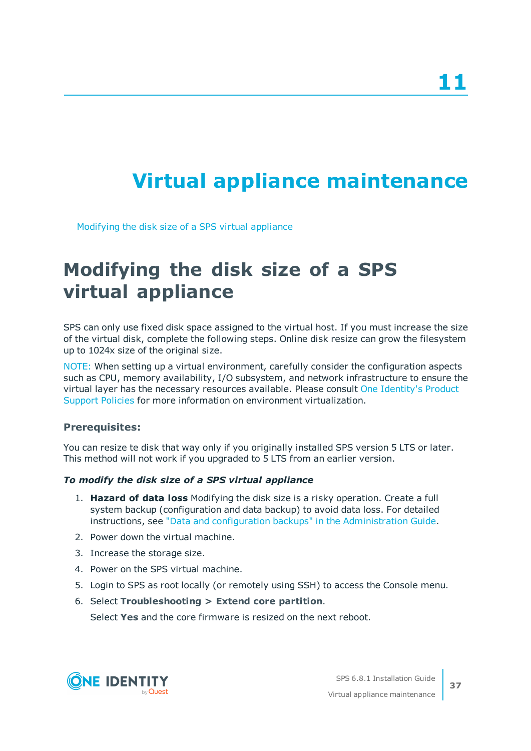# 11

# Virtual appliance maintenance

Modifying the disk size of a SPS virtual appliance

## Modifying the disk size of a SPS virtual appliance

SPS can only use fixed disk space assigned to the virtual host. If you must increase the size of the virtual disk, complete the following steps. Online disk resize can grow the filesystem up to 1024x size of the original size.

NOTE: When setting up a virtual environment, carefully consider the configuration aspects such as CPU, memory availability, I/O subsystem, and network infrastructure to ensure the virtual layer has the necessary resources available. Please consult One Identity's Product Support Policies for more information on environment virtualization.

### Prerequisites:

You can resize te disk that way only if you originally installed SPS version 5 LTS or later. This method will not work if you upgraded to 5 LTS from an earlier version.

***To modify the disk size of a SPS virtual appliance***

1. **Hazard of data loss** Modifying the disk size is a risky operation. Create a full system backup (configuration and data backup) to avoid data loss. For detailed instructions, see "Data and configuration backups" in the Administration Guide.
2. Power down the virtual machine.
3. Increase the storage size.
4. Power on the SPS virtual machine.
5. Login to SPS as root locally (or remotely using SSH) to access the Console menu.
6. Select **Troubleshooting > Extend core partition**.

   Select **Yes** and the core firmware is resized on the next reboot.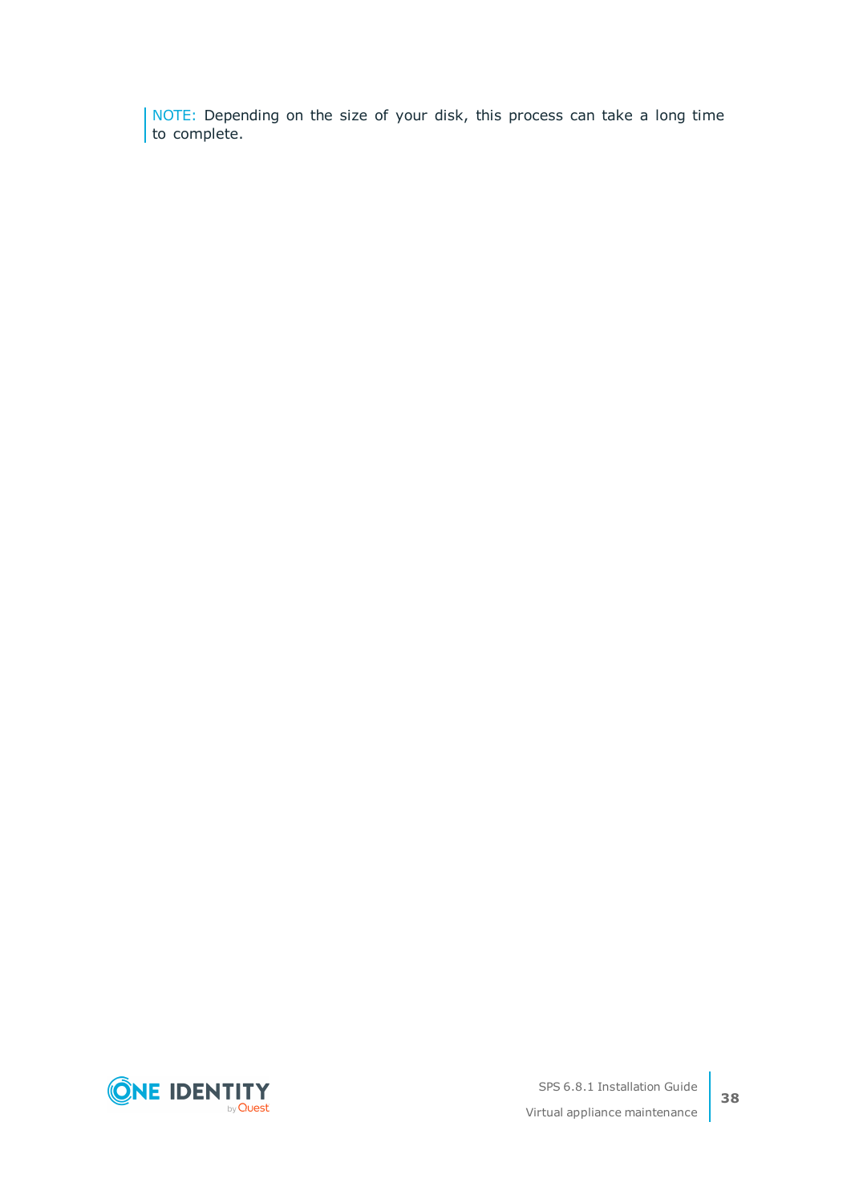NOTE: Depending on the size of your disk, this process can take a long time to complete.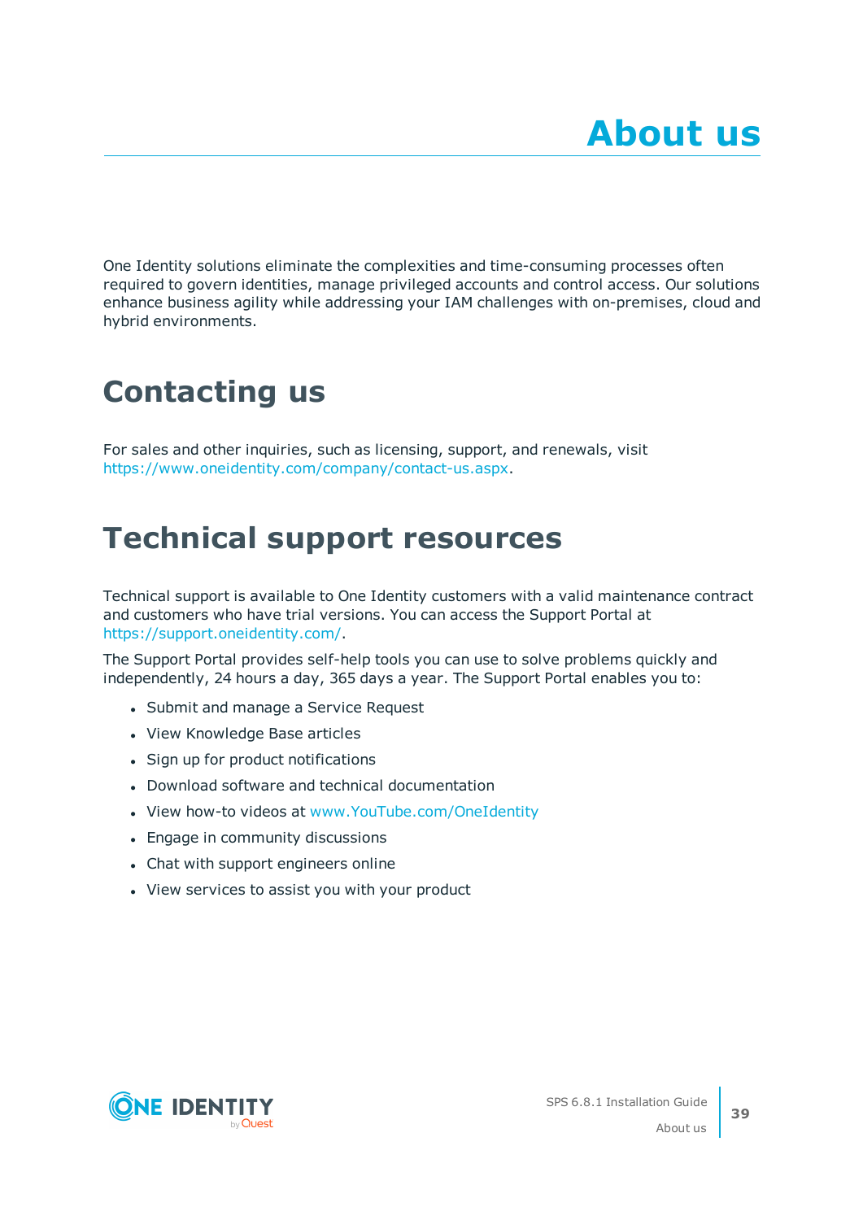# About us

One Identity solutions eliminate the complexities and time-consuming processes often required to govern identities, manage privileged accounts and control access. Our solutions enhance business agility while addressing your IAM challenges with on-premises, cloud and hybrid environments.

## Contacting us

For sales and other inquiries, such as licensing, support, and renewals, visit https://www.oneidentity.com/company/contact-us.aspx.

## Technical support resources

Technical support is available to One Identity customers with a valid maintenance contract and customers who have trial versions. You can access the Support Portal at https://support.oneidentity.com/.

The Support Portal provides self-help tools you can use to solve problems quickly and independently, 24 hours a day, 365 days a year. The Support Portal enables you to:

- Submit and manage a Service Request
- View Knowledge Base articles
- Sign up for product notifications
- Download software and technical documentation
- View how-to videos at www.YouTube.com/OneIdentity
- Engage in community discussions
- Chat with support engineers online
- View services to assist you with your product